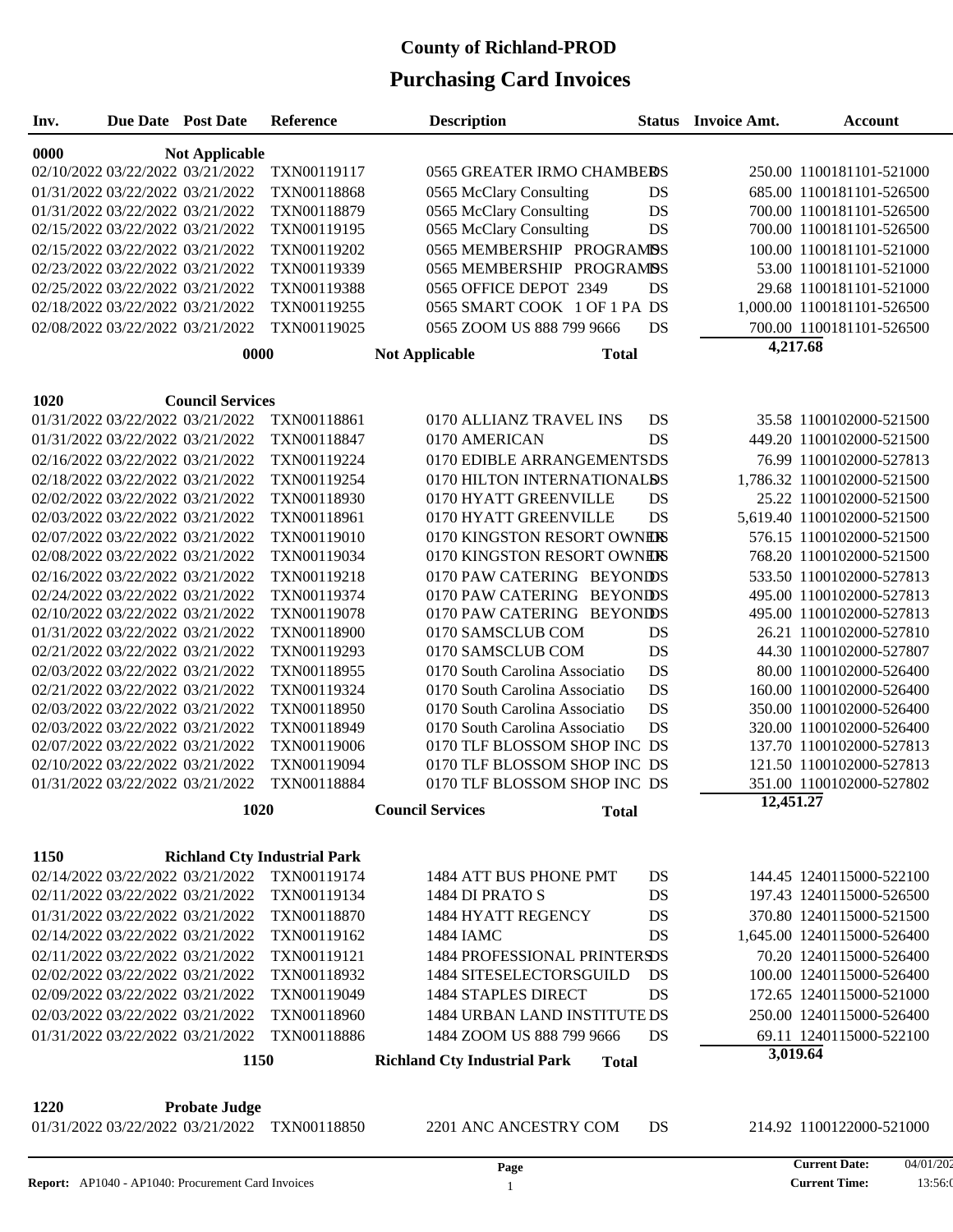# County of Richland-PROD

## Purchasing Card Invoices

| Inv. | Due Date | Post Date | Reference | Description | Status | Invoice Amt. | Account |
|---|---|---|---|---|---|---|---|
| **0000** | | **Not Applicable** | | | | | |
| 02/10/2022 | 03/22/2022 | 03/21/2022 | TXN00119117 | 0565 GREATER IRMO CHAMBER | DS | 250.00 | 1100181101-521000 |
| 01/31/2022 | 03/22/2022 | 03/21/2022 | TXN00118868 | 0565 McClary Consulting | DS | 685.00 | 1100181101-526500 |
| 01/31/2022 | 03/22/2022 | 03/21/2022 | TXN00118879 | 0565 McClary Consulting | DS | 700.00 | 1100181101-526500 |
| 02/15/2022 | 03/22/2022 | 03/21/2022 | TXN00119195 | 0565 McClary Consulting | DS | 700.00 | 1100181101-526500 |
| 02/15/2022 | 03/22/2022 | 03/21/2022 | TXN00119202 | 0565 MEMBERSHIP PROGRAMS | DS | 100.00 | 1100181101-521000 |
| 02/23/2022 | 03/22/2022 | 03/21/2022 | TXN00119339 | 0565 MEMBERSHIP PROGRAMS | DS | 53.00 | 1100181101-521000 |
| 02/25/2022 | 03/22/2022 | 03/21/2022 | TXN00119388 | 0565 OFFICE DEPOT 2349 | DS | 29.68 | 1100181101-521000 |
| 02/18/2022 | 03/22/2022 | 03/21/2022 | TXN00119255 | 0565 SMART COOK 1 OF 1 PA | DS | 1,000.00 | 1100181101-526500 |
| 02/08/2022 | 03/22/2022 | 03/21/2022 | TXN00119025 | 0565 ZOOM US 888 799 9666 | DS | 700.00 | 1100181101-526500 |
| | | **0000** | | **Not Applicable** | **Total** | **4,217.68** | |
| **1020** | | **Council Services** | | | | | |
| 01/31/2022 | 03/22/2022 | 03/21/2022 | TXN00118861 | 0170 ALLIANZ TRAVEL INS | DS | 35.58 | 1100102000-521500 |
| 01/31/2022 | 03/22/2022 | 03/21/2022 | TXN00118847 | 0170 AMERICAN | DS | 449.20 | 1100102000-521500 |
| 02/16/2022 | 03/22/2022 | 03/21/2022 | TXN00119224 | 0170 EDIBLE ARRANGEMENTS | DS | 76.99 | 1100102000-527813 |
| 02/18/2022 | 03/22/2022 | 03/21/2022 | TXN00119254 | 0170 HILTON INTERNATIONALS | DS | 1,786.32 | 1100102000-521500 |
| 02/02/2022 | 03/22/2022 | 03/21/2022 | TXN00118930 | 0170 HYATT GREENVILLE | DS | 25.22 | 1100102000-521500 |
| 02/03/2022 | 03/22/2022 | 03/21/2022 | TXN00118961 | 0170 HYATT GREENVILLE | DS | 5,619.40 | 1100102000-521500 |
| 02/07/2022 | 03/22/2022 | 03/21/2022 | TXN00119010 | 0170 KINGSTON RESORT OWNERS | DS | 576.15 | 1100102000-521500 |
| 02/08/2022 | 03/22/2022 | 03/21/2022 | TXN00119034 | 0170 KINGSTON RESORT OWNERS | DS | 768.20 | 1100102000-521500 |
| 02/16/2022 | 03/22/2022 | 03/21/2022 | TXN00119218 | 0170 PAW CATERING BEYOND | DS | 533.50 | 1100102000-527813 |
| 02/24/2022 | 03/22/2022 | 03/21/2022 | TXN00119374 | 0170 PAW CATERING BEYOND | DS | 495.00 | 1100102000-527813 |
| 02/10/2022 | 03/22/2022 | 03/21/2022 | TXN00119078 | 0170 PAW CATERING BEYOND | DS | 495.00 | 1100102000-527813 |
| 01/31/2022 | 03/22/2022 | 03/21/2022 | TXN00118900 | 0170 SAMSCLUB COM | DS | 26.21 | 1100102000-527810 |
| 02/21/2022 | 03/22/2022 | 03/21/2022 | TXN00119293 | 0170 SAMSCLUB COM | DS | 44.30 | 1100102000-527807 |
| 02/03/2022 | 03/22/2022 | 03/21/2022 | TXN00118955 | 0170 South Carolina Associatio | DS | 80.00 | 1100102000-526400 |
| 02/21/2022 | 03/22/2022 | 03/21/2022 | TXN00119324 | 0170 South Carolina Associatio | DS | 160.00 | 1100102000-526400 |
| 02/03/2022 | 03/22/2022 | 03/21/2022 | TXN00118950 | 0170 South Carolina Associatio | DS | 350.00 | 1100102000-526400 |
| 02/03/2022 | 03/22/2022 | 03/21/2022 | TXN00118949 | 0170 South Carolina Associatio | DS | 320.00 | 1100102000-526400 |
| 02/07/2022 | 03/22/2022 | 03/21/2022 | TXN00119006 | 0170 TLF BLOSSOM SHOP INC | DS | 137.70 | 1100102000-527813 |
| 02/10/2022 | 03/22/2022 | 03/21/2022 | TXN00119094 | 0170 TLF BLOSSOM SHOP INC | DS | 121.50 | 1100102000-527813 |
| 01/31/2022 | 03/22/2022 | 03/21/2022 | TXN00118884 | 0170 TLF BLOSSOM SHOP INC | DS | 351.00 | 1100102000-527802 |
| | | **1020** | | **Council Services** | **Total** | **12,451.27** | |
| **1150** | | **Richland Cty Industrial Park** | | | | | |
| 02/14/2022 | 03/22/2022 | 03/21/2022 | TXN00119174 | 1484 ATT BUS PHONE PMT | DS | 144.45 | 1240115000-522100 |
| 02/11/2022 | 03/22/2022 | 03/21/2022 | TXN00119134 | 1484 DI PRATO S | DS | 197.43 | 1240115000-526500 |
| 01/31/2022 | 03/22/2022 | 03/21/2022 | TXN00118870 | 1484 HYATT REGENCY | DS | 370.80 | 1240115000-521500 |
| 02/14/2022 | 03/22/2022 | 03/21/2022 | TXN00119162 | 1484 IAMC | DS | 1,645.00 | 1240115000-526400 |
| 02/11/2022 | 03/22/2022 | 03/21/2022 | TXN00119121 | 1484 PROFESSIONAL PRINTERS | DS | 70.20 | 1240115000-526400 |
| 02/02/2022 | 03/22/2022 | 03/21/2022 | TXN00118932 | 1484 SITESELECTORSGUILD | DS | 100.00 | 1240115000-526400 |
| 02/09/2022 | 03/22/2022 | 03/21/2022 | TXN00119049 | 1484 STAPLES DIRECT | DS | 172.65 | 1240115000-521000 |
| 02/03/2022 | 03/22/2022 | 03/21/2022 | TXN00118960 | 1484 URBAN LAND INSTITUTE | DS | 250.00 | 1240115000-526400 |
| 01/31/2022 | 03/22/2022 | 03/21/2022 | TXN00118886 | 1484 ZOOM US 888 799 9666 | DS | 69.11 | 1240115000-522100 |
| | | **1150** | | **Richland Cty Industrial Park** | **Total** | **3,019.64** | |
| **1220** | | **Probate Judge** | | | | | |
| 01/31/2022 | 03/22/2022 | 03/21/2022 | TXN00118850 | 2201 ANC ANCESTRY COM | DS | 214.92 | 1100122000-521000 |

**Report:** AP1040 - AP1040: Procurement Card Invoices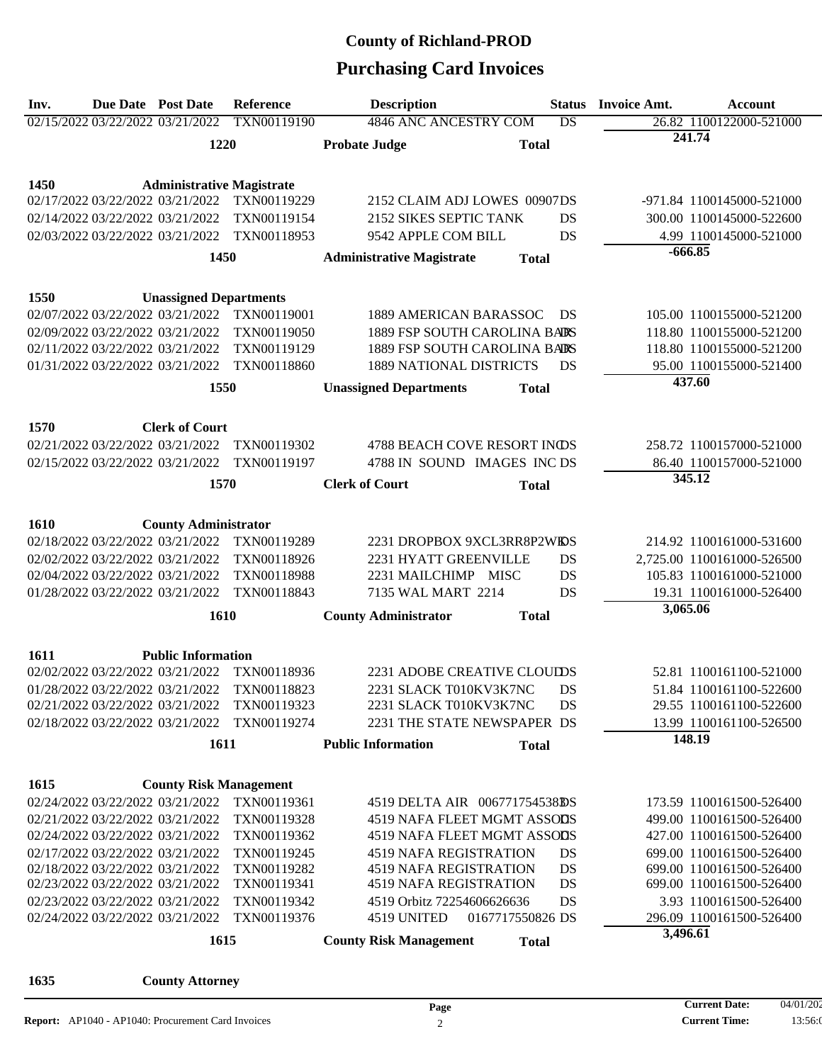# County of Richland-PROD

## Purchasing Card Invoices

| Inv. | Due Date | Post Date | Reference | Description | Status | Invoice Amt. | Account |
|---|---|---|---|---|---|---|---|
| 02/15/2022 | 03/22/2022 | 03/21/2022 | TXN00119190 | 4846 ANC ANCESTRY COM | DS | 26.82 | 1100122000-521000 |
| | | 1220 | | **Probate Judge** | **Total** | **241.74** | |
| **1450** | | **Administrative Magistrate** | | | | | |
| 02/17/2022 | 03/22/2022 | 03/21/2022 | TXN00119229 | 2152 CLAIM ADJ LOWES 00907 | DS | -971.84 | 1100145000-521000 |
| 02/14/2022 | 03/22/2022 | 03/21/2022 | TXN00119154 | 2152 SIKES SEPTIC TANK | DS | 300.00 | 1100145000-522600 |
| 02/03/2022 | 03/22/2022 | 03/21/2022 | TXN00118953 | 9542 APPLE COM BILL | DS | 4.99 | 1100145000-521000 |
| | | 1450 | | **Administrative Magistrate** | **Total** | **-666.85** | |
| **1550** | | **Unassigned Departments** | | | | | |
| 02/07/2022 | 03/22/2022 | 03/21/2022 | TXN00119001 | 1889 AMERICAN BARASSOC | DS | 105.00 | 1100155000-521200 |
| 02/09/2022 | 03/22/2022 | 03/21/2022 | TXN00119050 | 1889 FSP SOUTH CAROLINA BAR | DS | 118.80 | 1100155000-521200 |
| 02/11/2022 | 03/22/2022 | 03/21/2022 | TXN00119129 | 1889 FSP SOUTH CAROLINA BAR | DS | 118.80 | 1100155000-521200 |
| 01/31/2022 | 03/22/2022 | 03/21/2022 | TXN00118860 | 1889 NATIONAL DISTRICTS | DS | 95.00 | 1100155000-521400 |
| | | 1550 | | **Unassigned Departments** | **Total** | **437.60** | |
| **1570** | | **Clerk of Court** | | | | | |
| 02/21/2022 | 03/22/2022 | 03/21/2022 | TXN00119302 | 4788 BEACH COVE RESORT INC | DS | 258.72 | 1100157000-521000 |
| 02/15/2022 | 03/22/2022 | 03/21/2022 | TXN00119197 | 4788 IN SOUND IMAGES INC | DS | 86.40 | 1100157000-521000 |
| | | 1570 | | **Clerk of Court** | **Total** | **345.12** | |
| **1610** | | **County Administrator** | | | | | |
| 02/18/2022 | 03/22/2022 | 03/21/2022 | TXN00119289 | 2231 DROPBOX 9XCL3RR8P2WK | DS | 214.92 | 1100161000-531600 |
| 02/02/2022 | 03/22/2022 | 03/21/2022 | TXN00118926 | 2231 HYATT GREENVILLE | DS | 2,725.00 | 1100161000-526500 |
| 02/04/2022 | 03/22/2022 | 03/21/2022 | TXN00118988 | 2231 MAILCHIMP MISC | DS | 105.83 | 1100161000-521000 |
| 01/28/2022 | 03/22/2022 | 03/21/2022 | TXN00118843 | 7135 WAL MART 2214 | DS | 19.31 | 1100161000-526400 |
| | | 1610 | | **County Administrator** | **Total** | **3,065.06** | |
| **1611** | | **Public Information** | | | | | |
| 02/02/2022 | 03/22/2022 | 03/21/2022 | TXN00118936 | 2231 ADOBE CREATIVE CLOUD | DS | 52.81 | 1100161100-521000 |
| 01/28/2022 | 03/22/2022 | 03/21/2022 | TXN00118823 | 2231 SLACK T010KV3K7NC | DS | 51.84 | 1100161100-522600 |
| 02/21/2022 | 03/22/2022 | 03/21/2022 | TXN00119323 | 2231 SLACK T010KV3K7NC | DS | 29.55 | 1100161100-522600 |
| 02/18/2022 | 03/22/2022 | 03/21/2022 | TXN00119274 | 2231 THE STATE NEWSPAPER | DS | 13.99 | 1100161100-526500 |
| | | 1611 | | **Public Information** | **Total** | **148.19** | |
| **1615** | | **County Risk Management** | | | | | |
| 02/24/2022 | 03/22/2022 | 03/21/2022 | TXN00119361 | 4519 DELTA AIR 0067717545383 | DS | 173.59 | 1100161500-526400 |
| 02/21/2022 | 03/22/2022 | 03/21/2022 | TXN00119328 | 4519 NAFA FLEET MGMT ASSOC | DS | 499.00 | 1100161500-526400 |
| 02/24/2022 | 03/22/2022 | 03/21/2022 | TXN00119362 | 4519 NAFA FLEET MGMT ASSOC | DS | 427.00 | 1100161500-526400 |
| 02/17/2022 | 03/22/2022 | 03/21/2022 | TXN00119245 | 4519 NAFA REGISTRATION | DS | 699.00 | 1100161500-526400 |
| 02/18/2022 | 03/22/2022 | 03/21/2022 | TXN00119282 | 4519 NAFA REGISTRATION | DS | 699.00 | 1100161500-526400 |
| 02/23/2022 | 03/22/2022 | 03/21/2022 | TXN00119341 | 4519 NAFA REGISTRATION | DS | 699.00 | 1100161500-526400 |
| 02/23/2022 | 03/22/2022 | 03/21/2022 | TXN00119342 | 4519 Orbitz 72254606626636 | DS | 3.93 | 1100161500-526400 |
| 02/24/2022 | 03/22/2022 | 03/21/2022 | TXN00119376 | 4519 UNITED 0167717550826 | DS | 296.09 | 1100161500-526400 |
| | | 1615 | | **County Risk Management** | **Total** | **3,496.61** | |
| **1635** | | **County Attorney** | | | | | |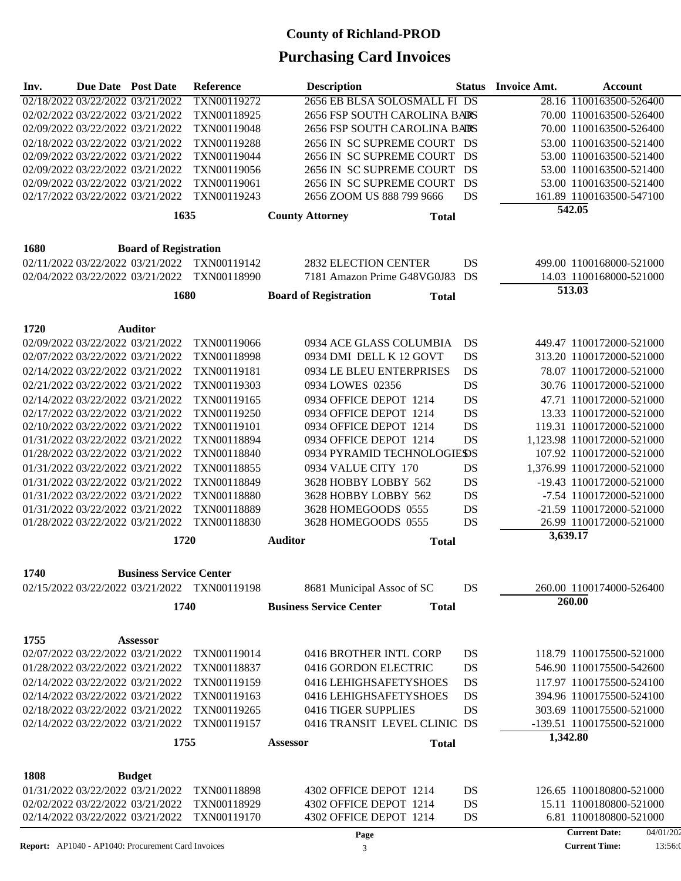# County of Richland-PROD

## Purchasing Card Invoices

| Inv. | Due Date | Post Date | Reference | Description | Status | Invoice Amt. | Account |
|---|---|---|---|---|---|---|---|
| 02/18/2022 | 03/22/2022 | 03/21/2022 | TXN00119272 | 2656 EB BLSA SOLOSMALL FI | DS | 28.16 | 1100163500-526400 |
| 02/02/2022 | 03/22/2022 | 03/21/2022 | TXN00118925 | 2656 FSP SOUTH CAROLINA BAR | DS | 70.00 | 1100163500-526400 |
| 02/09/2022 | 03/22/2022 | 03/21/2022 | TXN00119048 | 2656 FSP SOUTH CAROLINA BAR | DS | 70.00 | 1100163500-526400 |
| 02/18/2022 | 03/22/2022 | 03/21/2022 | TXN00119288 | 2656 IN SC SUPREME COURT | DS | 53.00 | 1100163500-521400 |
| 02/09/2022 | 03/22/2022 | 03/21/2022 | TXN00119044 | 2656 IN SC SUPREME COURT | DS | 53.00 | 1100163500-521400 |
| 02/09/2022 | 03/22/2022 | 03/21/2022 | TXN00119056 | 2656 IN SC SUPREME COURT | DS | 53.00 | 1100163500-521400 |
| 02/09/2022 | 03/22/2022 | 03/21/2022 | TXN00119061 | 2656 IN SC SUPREME COURT | DS | 53.00 | 1100163500-521400 |
| 02/17/2022 | 03/22/2022 | 03/21/2022 | TXN00119243 | 2656 ZOOM US 888 799 9666 | DS | 161.89 | 1100163500-547100 |
| | | 1635 | | **County Attorney** | **Total** | **542.05** | |
| **1680** | | **Board of Registration** | | | | | |
| 02/11/2022 | 03/22/2022 | 03/21/2022 | TXN00119142 | 2832 ELECTION CENTER | DS | 499.00 | 1100168000-521000 |
| 02/04/2022 | 03/22/2022 | 03/21/2022 | TXN00118990 | 7181 Amazon Prime G48VG0J83 | DS | 14.03 | 1100168000-521000 |
| | | 1680 | | **Board of Registration** | **Total** | **513.03** | |
| **1720** | | **Auditor** | | | | | |
| 02/09/2022 | 03/22/2022 | 03/21/2022 | TXN00119066 | 0934 ACE GLASS COLUMBIA | DS | 449.47 | 1100172000-521000 |
| 02/07/2022 | 03/22/2022 | 03/21/2022 | TXN00118998 | 0934 DMI DELL K 12 GOVT | DS | 313.20 | 1100172000-521000 |
| 02/14/2022 | 03/22/2022 | 03/21/2022 | TXN00119181 | 0934 LE BLEU ENTERPRISES | DS | 78.07 | 1100172000-521000 |
| 02/21/2022 | 03/22/2022 | 03/21/2022 | TXN00119303 | 0934 LOWES 02356 | DS | 30.76 | 1100172000-521000 |
| 02/14/2022 | 03/22/2022 | 03/21/2022 | TXN00119165 | 0934 OFFICE DEPOT 1214 | DS | 47.71 | 1100172000-521000 |
| 02/17/2022 | 03/22/2022 | 03/21/2022 | TXN00119250 | 0934 OFFICE DEPOT 1214 | DS | 13.33 | 1100172000-521000 |
| 02/10/2022 | 03/22/2022 | 03/21/2022 | TXN00119101 | 0934 OFFICE DEPOT 1214 | DS | 119.31 | 1100172000-521000 |
| 01/31/2022 | 03/22/2022 | 03/21/2022 | TXN00118894 | 0934 OFFICE DEPOT 1214 | DS | 1,123.98 | 1100172000-521000 |
| 01/28/2022 | 03/22/2022 | 03/21/2022 | TXN00118840 | 0934 PYRAMID TECHNOLOGIES | DS | 107.92 | 1100172000-521000 |
| 01/31/2022 | 03/22/2022 | 03/21/2022 | TXN00118855 | 0934 VALUE CITY 170 | DS | 1,376.99 | 1100172000-521000 |
| 01/31/2022 | 03/22/2022 | 03/21/2022 | TXN00118849 | 3628 HOBBY LOBBY 562 | DS | -19.43 | 1100172000-521000 |
| 01/31/2022 | 03/22/2022 | 03/21/2022 | TXN00118880 | 3628 HOBBY LOBBY 562 | DS | -7.54 | 1100172000-521000 |
| 01/31/2022 | 03/22/2022 | 03/21/2022 | TXN00118889 | 3628 HOMEGOODS 0555 | DS | -21.59 | 1100172000-521000 |
| 01/28/2022 | 03/22/2022 | 03/21/2022 | TXN00118830 | 3628 HOMEGOODS 0555 | DS | 26.99 | 1100172000-521000 |
| | | 1720 | | **Auditor** | **Total** | **3,639.17** | |
| **1740** | | **Business Service Center** | | | | | |
| 02/15/2022 | 03/22/2022 | 03/21/2022 | TXN00119198 | 8681 Municipal Assoc of SC | DS | 260.00 | 1100174000-526400 |
| | | 1740 | | **Business Service Center** | **Total** | **260.00** | |
| **1755** | | **Assessor** | | | | | |
| 02/07/2022 | 03/22/2022 | 03/21/2022 | TXN00119014 | 0416 BROTHER INTL CORP | DS | 118.79 | 1100175500-521000 |
| 01/28/2022 | 03/22/2022 | 03/21/2022 | TXN00118837 | 0416 GORDON ELECTRIC | DS | 546.90 | 1100175500-542600 |
| 02/14/2022 | 03/22/2022 | 03/21/2022 | TXN00119159 | 0416 LEHIGHSAFETYSHOES | DS | 117.97 | 1100175500-524100 |
| 02/14/2022 | 03/22/2022 | 03/21/2022 | TXN00119163 | 0416 LEHIGHSAFETYSHOES | DS | 394.96 | 1100175500-524100 |
| 02/18/2022 | 03/22/2022 | 03/21/2022 | TXN00119265 | 0416 TIGER SUPPLIES | DS | 303.69 | 1100175500-521000 |
| 02/14/2022 | 03/22/2022 | 03/21/2022 | TXN00119157 | 0416 TRANSIT LEVEL CLINIC | DS | -139.51 | 1100175500-521000 |
| | | 1755 | | **Assessor** | **Total** | **1,342.80** | |
| **1808** | | **Budget** | | | | | |
| 01/31/2022 | 03/22/2022 | 03/21/2022 | TXN00118898 | 4302 OFFICE DEPOT 1214 | DS | 126.65 | 1100180800-521000 |
| 02/02/2022 | 03/22/2022 | 03/21/2022 | TXN00118929 | 4302 OFFICE DEPOT 1214 | DS | 15.11 | 1100180800-521000 |
| 02/14/2022 | 03/22/2022 | 03/21/2022 | TXN00119170 | 4302 OFFICE DEPOT 1214 | DS | 6.81 | 1100180800-521000 |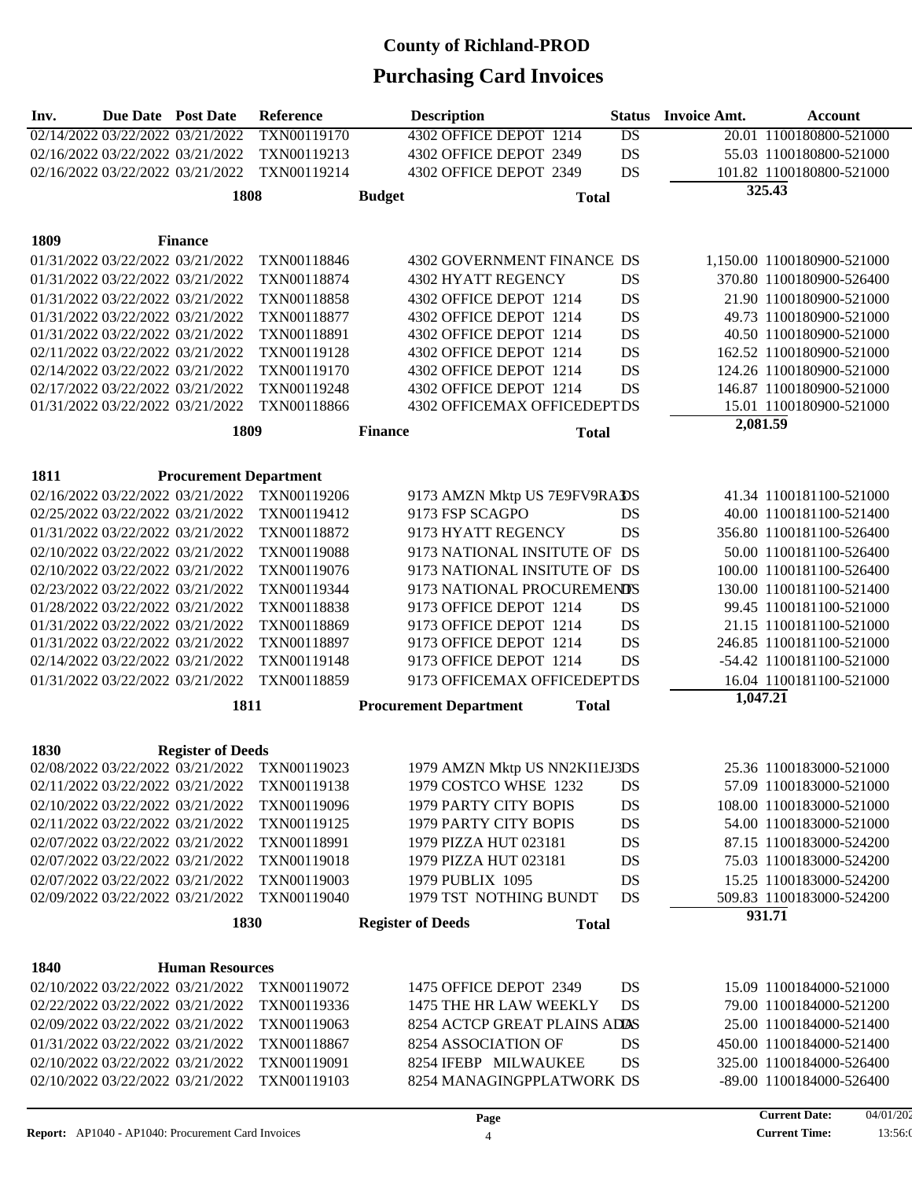# County of Richland-PROD

## Purchasing Card Invoices

| Inv. | Due Date | Post Date | Reference | Description | Status | Invoice Amt. | Account |
|---|---|---|---|---|---|---|---|
| 02/14/2022 | 03/22/2022 | 03/21/2022 | TXN00119170 | 4302 OFFICE DEPOT 1214 | DS | 20.01 | 1100180800-521000 |
| 02/16/2022 | 03/22/2022 | 03/21/2022 | TXN00119213 | 4302 OFFICE DEPOT 2349 | DS | 55.03 | 1100180800-521000 |
| 02/16/2022 | 03/22/2022 | 03/21/2022 | TXN00119214 | 4302 OFFICE DEPOT 2349 | DS | 101.82 | 1100180800-521000 |
| | | **1808** | | **Budget** | **Total** | **325.43** | |
| **1809** | | **Finance** | | | | | |
| 01/31/2022 | 03/22/2022 | 03/21/2022 | TXN00118846 | 4302 GOVERNMENT FINANCE | DS | 1,150.00 | 1100180900-521000 |
| 01/31/2022 | 03/22/2022 | 03/21/2022 | TXN00118874 | 4302 HYATT REGENCY | DS | 370.80 | 1100180900-526400 |
| 01/31/2022 | 03/22/2022 | 03/21/2022 | TXN00118858 | 4302 OFFICE DEPOT 1214 | DS | 21.90 | 1100180900-521000 |
| 01/31/2022 | 03/22/2022 | 03/21/2022 | TXN00118877 | 4302 OFFICE DEPOT 1214 | DS | 49.73 | 1100180900-521000 |
| 01/31/2022 | 03/22/2022 | 03/21/2022 | TXN00118891 | 4302 OFFICE DEPOT 1214 | DS | 40.50 | 1100180900-521000 |
| 02/11/2022 | 03/22/2022 | 03/21/2022 | TXN00119128 | 4302 OFFICE DEPOT 1214 | DS | 162.52 | 1100180900-521000 |
| 02/14/2022 | 03/22/2022 | 03/21/2022 | TXN00119170 | 4302 OFFICE DEPOT 1214 | DS | 124.26 | 1100180900-521000 |
| 02/17/2022 | 03/22/2022 | 03/21/2022 | TXN00119248 | 4302 OFFICE DEPOT 1214 | DS | 146.87 | 1100180900-521000 |
| 01/31/2022 | 03/22/2022 | 03/21/2022 | TXN00118866 | 4302 OFFICEMAX OFFICEDEPT | DS | 15.01 | 1100180900-521000 |
| | | **1809** | | **Finance** | **Total** | **2,081.59** | |
| **1811** | | **Procurement Department** | | | | | |
| 02/16/2022 | 03/22/2022 | 03/21/2022 | TXN00119206 | 9173 AMZN Mktp US 7E9FV9RA3 | DS | 41.34 | 1100181100-521000 |
| 02/25/2022 | 03/22/2022 | 03/21/2022 | TXN00119412 | 9173 FSP SCAGPO | DS | 40.00 | 1100181100-521400 |
| 01/31/2022 | 03/22/2022 | 03/21/2022 | TXN00118872 | 9173 HYATT REGENCY | DS | 356.80 | 1100181100-526400 |
| 02/10/2022 | 03/22/2022 | 03/21/2022 | TXN00119088 | 9173 NATIONAL INSITUTE OF | DS | 50.00 | 1100181100-526400 |
| 02/10/2022 | 03/22/2022 | 03/21/2022 | TXN00119076 | 9173 NATIONAL INSITUTE OF | DS | 100.00 | 1100181100-526400 |
| 02/23/2022 | 03/22/2022 | 03/21/2022 | TXN00119344 | 9173 NATIONAL PROCUREMENT | DS | 130.00 | 1100181100-521400 |
| 01/28/2022 | 03/22/2022 | 03/21/2022 | TXN00118838 | 9173 OFFICE DEPOT 1214 | DS | 99.45 | 1100181100-521000 |
| 01/31/2022 | 03/22/2022 | 03/21/2022 | TXN00118869 | 9173 OFFICE DEPOT 1214 | DS | 21.15 | 1100181100-521000 |
| 01/31/2022 | 03/22/2022 | 03/21/2022 | TXN00118897 | 9173 OFFICE DEPOT 1214 | DS | 246.85 | 1100181100-521000 |
| 02/14/2022 | 03/22/2022 | 03/21/2022 | TXN00119148 | 9173 OFFICE DEPOT 1214 | DS | -54.42 | 1100181100-521000 |
| 01/31/2022 | 03/22/2022 | 03/21/2022 | TXN00118859 | 9173 OFFICEMAX OFFICEDEPT | DS | 16.04 | 1100181100-521000 |
| | | **1811** | | **Procurement Department** | **Total** | **1,047.21** | |
| **1830** | | **Register of Deeds** | | | | | |
| 02/08/2022 | 03/22/2022 | 03/21/2022 | TXN00119023 | 1979 AMZN Mktp US NN2KI1EJ3 | DS | 25.36 | 1100183000-521000 |
| 02/11/2022 | 03/22/2022 | 03/21/2022 | TXN00119138 | 1979 COSTCO WHSE 1232 | DS | 57.09 | 1100183000-521000 |
| 02/10/2022 | 03/22/2022 | 03/21/2022 | TXN00119096 | 1979 PARTY CITY BOPIS | DS | 108.00 | 1100183000-521000 |
| 02/11/2022 | 03/22/2022 | 03/21/2022 | TXN00119125 | 1979 PARTY CITY BOPIS | DS | 54.00 | 1100183000-521000 |
| 02/07/2022 | 03/22/2022 | 03/21/2022 | TXN00118991 | 1979 PIZZA HUT 023181 | DS | 87.15 | 1100183000-524200 |
| 02/07/2022 | 03/22/2022 | 03/21/2022 | TXN00119018 | 1979 PIZZA HUT 023181 | DS | 75.03 | 1100183000-524200 |
| 02/07/2022 | 03/22/2022 | 03/21/2022 | TXN00119003 | 1979 PUBLIX 1095 | DS | 15.25 | 1100183000-524200 |
| 02/09/2022 | 03/22/2022 | 03/21/2022 | TXN00119040 | 1979 TST NOTHING BUNDT | DS | 509.83 | 1100183000-524200 |
| | | **1830** | | **Register of Deeds** | **Total** | **931.71** | |
| **1840** | | **Human Resources** | | | | | |
| 02/10/2022 | 03/22/2022 | 03/21/2022 | TXN00119072 | 1475 OFFICE DEPOT 2349 | DS | 15.09 | 1100184000-521000 |
| 02/22/2022 | 03/22/2022 | 03/21/2022 | TXN00119336 | 1475 THE HR LAW WEEKLY | DS | 79.00 | 1100184000-521200 |
| 02/09/2022 | 03/22/2022 | 03/21/2022 | TXN00119063 | 8254 ACTCP GREAT PLAINS ADA | DS | 25.00 | 1100184000-521400 |
| 01/31/2022 | 03/22/2022 | 03/21/2022 | TXN00118867 | 8254 ASSOCIATION OF | DS | 450.00 | 1100184000-521400 |
| 02/10/2022 | 03/22/2022 | 03/21/2022 | TXN00119091 | 8254 IFEBP MILWAUKEE | DS | 325.00 | 1100184000-526400 |
| 02/10/2022 | 03/22/2022 | 03/21/2022 | TXN00119103 | 8254 MANAGINGPPLATWORK | DS | -89.00 | 1100184000-526400 |

**Report:** AP1040 - AP1040: Procurement Card Invoices | **Current Date:** 04/01/202 | **Current Time:** 13:56:0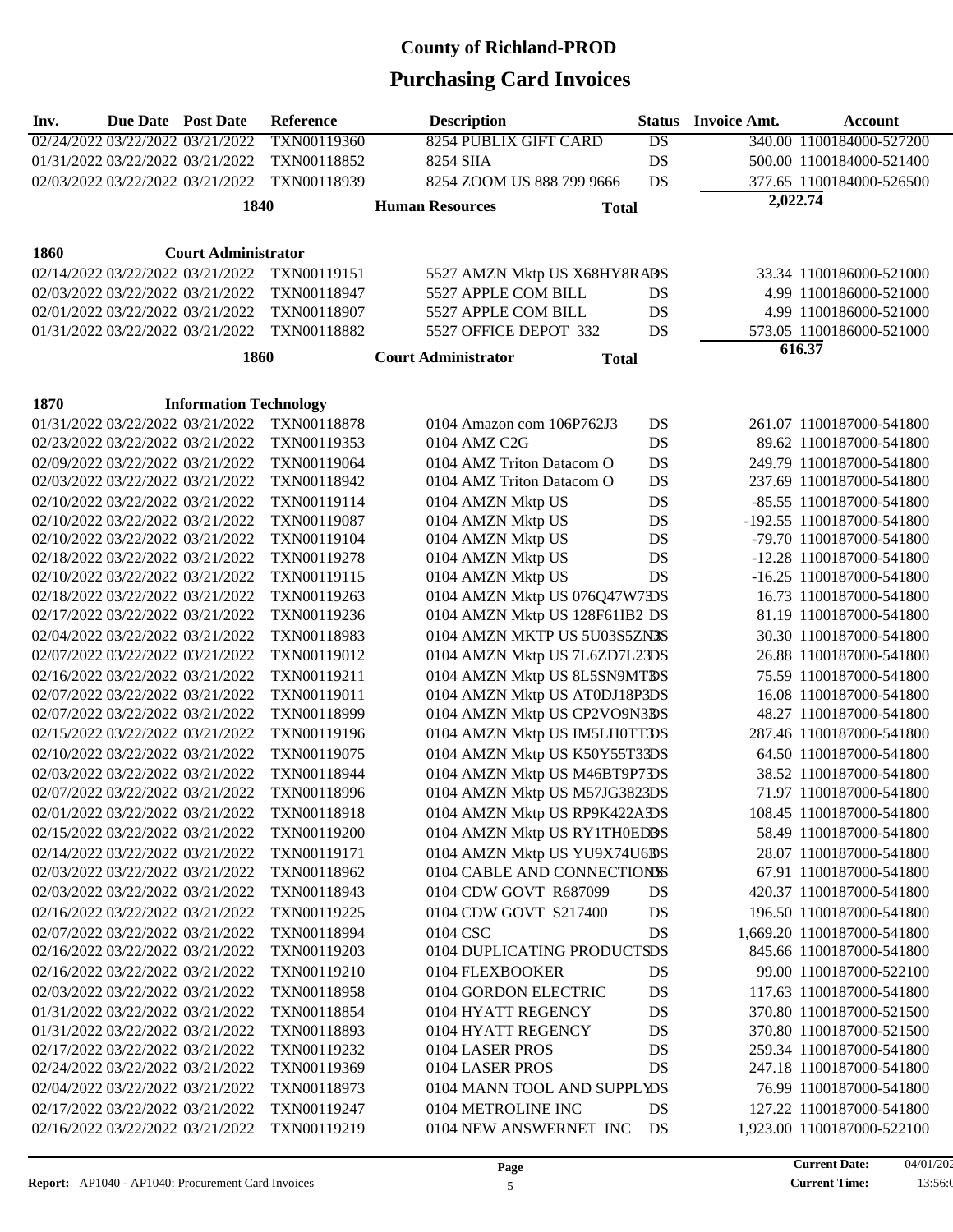# County of Richland-PROD

## Purchasing Card Invoices

| Inv. | Due Date | Post Date | Reference | Description | Status | Invoice Amt. | Account |
|---|---|---|---|---|---|---|---|
| 02/24/2022 | 03/22/2022 | 03/21/2022 | TXN00119360 | 8254 PUBLIX GIFT CARD | DS | 340.00 | 1100184000-527200 |
| 01/31/2022 | 03/22/2022 | 03/21/2022 | TXN00118852 | 8254 SIIA | DS | 500.00 | 1100184000-521400 |
| 02/03/2022 | 03/22/2022 | 03/21/2022 | TXN00118939 | 8254 ZOOM US 888 799 9666 | DS | 377.65 | 1100184000-526500 |
| | | 1840 | | Human Resources | Total | 2,022.74 | |
| **1860** | | **Court Administrator** | | | | | |
| 02/14/2022 | 03/22/2022 | 03/21/2022 | TXN00119151 | 5527 AMZN Mktp US X68HY8RA3 | DS | 33.34 | 1100186000-521000 |
| 02/03/2022 | 03/22/2022 | 03/21/2022 | TXN00118947 | 5527 APPLE COM BILL | DS | 4.99 | 1100186000-521000 |
| 02/01/2022 | 03/22/2022 | 03/21/2022 | TXN00118907 | 5527 APPLE COM BILL | DS | 4.99 | 1100186000-521000 |
| 01/31/2022 | 03/22/2022 | 03/21/2022 | TXN00118882 | 5527 OFFICE DEPOT 332 | DS | 573.05 | 1100186000-521000 |
| | | 1860 | | Court Administrator | Total | 616.37 | |
| **1870** | | **Information Technology** | | | | | |
| 01/31/2022 | 03/22/2022 | 03/21/2022 | TXN00118878 | 0104 Amazon com 106P762J3 | DS | 261.07 | 1100187000-541800 |
| 02/23/2022 | 03/22/2022 | 03/21/2022 | TXN00119353 | 0104 AMZ C2G | DS | 89.62 | 1100187000-541800 |
| 02/09/2022 | 03/22/2022 | 03/21/2022 | TXN00119064 | 0104 AMZ Triton Datacom O | DS | 249.79 | 1100187000-541800 |
| 02/03/2022 | 03/22/2022 | 03/21/2022 | TXN00118942 | 0104 AMZ Triton Datacom O | DS | 237.69 | 1100187000-541800 |
| 02/10/2022 | 03/22/2022 | 03/21/2022 | TXN00119114 | 0104 AMZN Mktp US | DS | -85.55 | 1100187000-541800 |
| 02/10/2022 | 03/22/2022 | 03/21/2022 | TXN00119087 | 0104 AMZN Mktp US | DS | -192.55 | 1100187000-541800 |
| 02/10/2022 | 03/22/2022 | 03/21/2022 | TXN00119104 | 0104 AMZN Mktp US | DS | -79.70 | 1100187000-541800 |
| 02/18/2022 | 03/22/2022 | 03/21/2022 | TXN00119278 | 0104 AMZN Mktp US | DS | -12.28 | 1100187000-541800 |
| 02/10/2022 | 03/22/2022 | 03/21/2022 | TXN00119115 | 0104 AMZN Mktp US | DS | -16.25 | 1100187000-541800 |
| 02/18/2022 | 03/22/2022 | 03/21/2022 | TXN00119263 | 0104 AMZN Mktp US 076Q47W73 | DS | 16.73 | 1100187000-541800 |
| 02/17/2022 | 03/22/2022 | 03/21/2022 | TXN00119236 | 0104 AMZN Mktp US 128F61IB2 | DS | 81.19 | 1100187000-541800 |
| 02/04/2022 | 03/22/2022 | 03/21/2022 | TXN00118983 | 0104 AMZN MKTP US 5U03S5ZN3 | DS | 30.30 | 1100187000-541800 |
| 02/07/2022 | 03/22/2022 | 03/21/2022 | TXN00119012 | 0104 AMZN Mktp US 7L6ZD7L23 | DS | 26.88 | 1100187000-541800 |
| 02/16/2022 | 03/22/2022 | 03/21/2022 | TXN00119211 | 0104 AMZN Mktp US 8L5SN9MT3 | DS | 75.59 | 1100187000-541800 |
| 02/07/2022 | 03/22/2022 | 03/21/2022 | TXN00119011 | 0104 AMZN Mktp US AT0DJ18P3 | DS | 16.08 | 1100187000-541800 |
| 02/07/2022 | 03/22/2022 | 03/21/2022 | TXN00118999 | 0104 AMZN Mktp US CP2VO9N30 | DS | 48.27 | 1100187000-541800 |
| 02/15/2022 | 03/22/2022 | 03/21/2022 | TXN00119196 | 0104 AMZN Mktp US IM5LH0TT3 | DS | 287.46 | 1100187000-541800 |
| 02/10/2022 | 03/22/2022 | 03/21/2022 | TXN00119075 | 0104 AMZN Mktp US K50Y55T33 | DS | 64.50 | 1100187000-541800 |
| 02/03/2022 | 03/22/2022 | 03/21/2022 | TXN00118944 | 0104 AMZN Mktp US M46BT9P73 | DS | 38.52 | 1100187000-541800 |
| 02/07/2022 | 03/22/2022 | 03/21/2022 | TXN00118996 | 0104 AMZN Mktp US M57JG3823 | DS | 71.97 | 1100187000-541800 |
| 02/01/2022 | 03/22/2022 | 03/21/2022 | TXN00118918 | 0104 AMZN Mktp US RP9K422A3 | DS | 108.45 | 1100187000-541800 |
| 02/15/2022 | 03/22/2022 | 03/21/2022 | TXN00119200 | 0104 AMZN Mktp US RY1TH0ED3 | DS | 58.49 | 1100187000-541800 |
| 02/14/2022 | 03/22/2022 | 03/21/2022 | TXN00119171 | 0104 AMZN Mktp US YU9X74U63 | DS | 28.07 | 1100187000-541800 |
| 02/03/2022 | 03/22/2022 | 03/21/2022 | TXN00118962 | 0104 CABLE AND CONNECTIONS | DS | 67.91 | 1100187000-541800 |
| 02/03/2022 | 03/22/2022 | 03/21/2022 | TXN00118943 | 0104 CDW GOVT R687099 | DS | 420.37 | 1100187000-541800 |
| 02/16/2022 | 03/22/2022 | 03/21/2022 | TXN00119225 | 0104 CDW GOVT S217400 | DS | 196.50 | 1100187000-541800 |
| 02/07/2022 | 03/22/2022 | 03/21/2022 | TXN00118994 | 0104 CSC | DS | 1,669.20 | 1100187000-541800 |
| 02/16/2022 | 03/22/2022 | 03/21/2022 | TXN00119203 | 0104 DUPLICATING PRODUCTS | DS | 845.66 | 1100187000-541800 |
| 02/16/2022 | 03/22/2022 | 03/21/2022 | TXN00119210 | 0104 FLEXBOOKER | DS | 99.00 | 1100187000-522100 |
| 02/03/2022 | 03/22/2022 | 03/21/2022 | TXN00118958 | 0104 GORDON ELECTRIC | DS | 117.63 | 1100187000-541800 |
| 01/31/2022 | 03/22/2022 | 03/21/2022 | TXN00118854 | 0104 HYATT REGENCY | DS | 370.80 | 1100187000-521500 |
| 01/31/2022 | 03/22/2022 | 03/21/2022 | TXN00118893 | 0104 HYATT REGENCY | DS | 370.80 | 1100187000-521500 |
| 02/17/2022 | 03/22/2022 | 03/21/2022 | TXN00119232 | 0104 LASER PROS | DS | 259.34 | 1100187000-541800 |
| 02/24/2022 | 03/22/2022 | 03/21/2022 | TXN00119369 | 0104 LASER PROS | DS | 247.18 | 1100187000-541800 |
| 02/04/2022 | 03/22/2022 | 03/21/2022 | TXN00118973 | 0104 MANN TOOL AND SUPPLY | DS | 76.99 | 1100187000-541800 |
| 02/17/2022 | 03/22/2022 | 03/21/2022 | TXN00119247 | 0104 METROLINE INC | DS | 127.22 | 1100187000-541800 |
| 02/16/2022 | 03/22/2022 | 03/21/2022 | TXN00119219 | 0104 NEW ANSWERNET INC | DS | 1,923.00 | 1100187000-522100 |

**Report:** AP1040 - AP1040: Procurement Card Invoices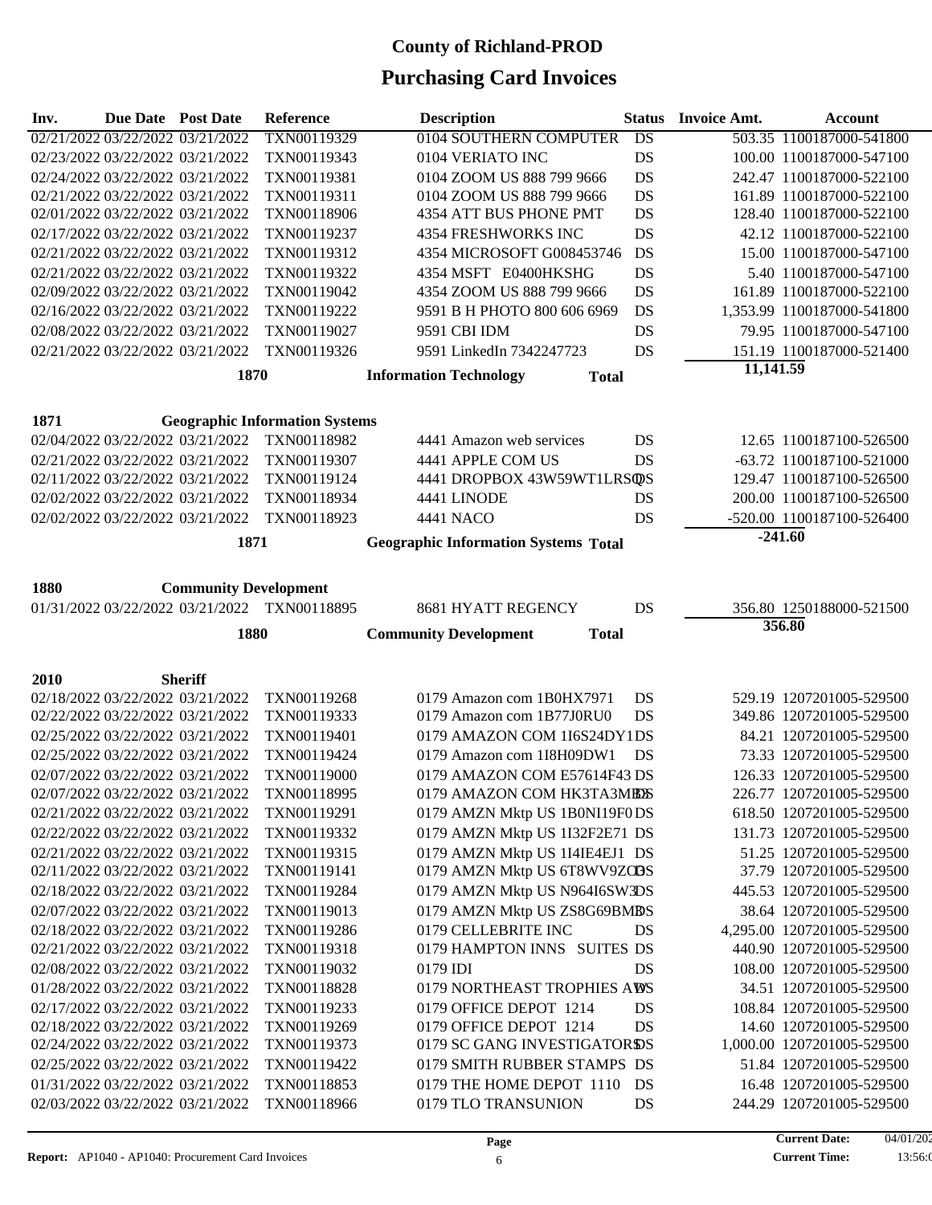# County of Richland-PROD

## Purchasing Card Invoices

| Inv. | Due Date | Post Date | Reference | Description | Status | Invoice Amt. | Account |
|---|---|---|---|---|---|---|---|
| 02/21/2022 | 03/22/2022 | 03/21/2022 | TXN00119329 | 0104 SOUTHERN COMPUTER | DS | 503.35 | 1100187000-541800 |
| 02/23/2022 | 03/22/2022 | 03/21/2022 | TXN00119343 | 0104 VERIATO INC | DS | 100.00 | 1100187000-547100 |
| 02/24/2022 | 03/22/2022 | 03/21/2022 | TXN00119381 | 0104 ZOOM US 888 799 9666 | DS | 242.47 | 1100187000-522100 |
| 02/21/2022 | 03/22/2022 | 03/21/2022 | TXN00119311 | 0104 ZOOM US 888 799 9666 | DS | 161.89 | 1100187000-522100 |
| 02/01/2022 | 03/22/2022 | 03/21/2022 | TXN00118906 | 4354 ATT BUS PHONE PMT | DS | 128.40 | 1100187000-522100 |
| 02/17/2022 | 03/22/2022 | 03/21/2022 | TXN00119237 | 4354 FRESHWORKS INC | DS | 42.12 | 1100187000-522100 |
| 02/21/2022 | 03/22/2022 | 03/21/2022 | TXN00119312 | 4354 MICROSOFT G008453746 | DS | 15.00 | 1100187000-547100 |
| 02/21/2022 | 03/22/2022 | 03/21/2022 | TXN00119322 | 4354 MSFT E0400HKSHG | DS | 5.40 | 1100187000-547100 |
| 02/09/2022 | 03/22/2022 | 03/21/2022 | TXN00119042 | 4354 ZOOM US 888 799 9666 | DS | 161.89 | 1100187000-522100 |
| 02/16/2022 | 03/22/2022 | 03/21/2022 | TXN00119222 | 9591 B H PHOTO 800 606 6969 | DS | 1,353.99 | 1100187000-541800 |
| 02/08/2022 | 03/22/2022 | 03/21/2022 | TXN00119027 | 9591 CBI IDM | DS | 79.95 | 1100187000-547100 |
| 02/21/2022 | 03/22/2022 | 03/21/2022 | TXN00119326 | 9591 LinkedIn 7342247723 | DS | 151.19 | 1100187000-521400 |
| | | **1870** | | **Information Technology** | **Total** | **11,141.59** | |
| **1871** | | **Geographic Information Systems** | | | | | |
| 02/04/2022 | 03/22/2022 | 03/21/2022 | TXN00118982 | 4441 Amazon web services | DS | 12.65 | 1100187100-526500 |
| 02/21/2022 | 03/22/2022 | 03/21/2022 | TXN00119307 | 4441 APPLE COM US | DS | -63.72 | 1100187100-521000 |
| 02/11/2022 | 03/22/2022 | 03/21/2022 | TXN00119124 | 4441 DROPBOX 43W59WT1LRSQ | DS | 129.47 | 1100187100-526500 |
| 02/02/2022 | 03/22/2022 | 03/21/2022 | TXN00118934 | 4441 LINODE | DS | 200.00 | 1100187100-526500 |
| 02/02/2022 | 03/22/2022 | 03/21/2022 | TXN00118923 | 4441 NACO | DS | -520.00 | 1100187100-526400 |
| | | **1871** | | **Geographic Information Systems** | **Total** | **-241.60** | |
| **1880** | | **Community Development** | | | | | |
| 01/31/2022 | 03/22/2022 | 03/21/2022 | TXN00118895 | 8681 HYATT REGENCY | DS | 356.80 | 1250188000-521500 |
| | | **1880** | | **Community Development** | **Total** | **356.80** | |
| **2010** | | **Sheriff** | | | | | |
| 02/18/2022 | 03/22/2022 | 03/21/2022 | TXN00119268 | 0179 Amazon com 1B0HX7971 | DS | 529.19 | 1207201005-529500 |
| 02/22/2022 | 03/22/2022 | 03/21/2022 | TXN00119333 | 0179 Amazon com 1B77J0RU0 | DS | 349.86 | 1207201005-529500 |
| 02/25/2022 | 03/22/2022 | 03/21/2022 | TXN00119401 | 0179 AMAZON COM 1I6S24DY1 | DS | 84.21 | 1207201005-529500 |
| 02/25/2022 | 03/22/2022 | 03/21/2022 | TXN00119424 | 0179 Amazon com 1I8H09DW1 | DS | 73.33 | 1207201005-529500 |
| 02/07/2022 | 03/22/2022 | 03/21/2022 | TXN00119000 | 0179 AMAZON COM E57614F43 | DS | 126.33 | 1207201005-529500 |
| 02/07/2022 | 03/22/2022 | 03/21/2022 | TXN00118995 | 0179 AMAZON COM HK3TA3MB3 | DS | 226.77 | 1207201005-529500 |
| 02/21/2022 | 03/22/2022 | 03/21/2022 | TXN00119291 | 0179 AMZN Mktp US 1B0NI19F0 | DS | 618.50 | 1207201005-529500 |
| 02/22/2022 | 03/22/2022 | 03/21/2022 | TXN00119332 | 0179 AMZN Mktp US 1I32F2E71 | DS | 131.73 | 1207201005-529500 |
| 02/21/2022 | 03/22/2022 | 03/21/2022 | TXN00119315 | 0179 AMZN Mktp US 1I4IE4EJ1 | DS | 51.25 | 1207201005-529500 |
| 02/11/2022 | 03/22/2022 | 03/21/2022 | TXN00119141 | 0179 AMZN Mktp US 6T8WV9ZO | DS | 37.79 | 1207201005-529500 |
| 02/18/2022 | 03/22/2022 | 03/21/2022 | TXN00119284 | 0179 AMZN Mktp US N964I6SW3 | DS | 445.53 | 1207201005-529500 |
| 02/07/2022 | 03/22/2022 | 03/21/2022 | TXN00119013 | 0179 AMZN Mktp US ZS8G69BM | DS | 38.64 | 1207201005-529500 |
| 02/18/2022 | 03/22/2022 | 03/21/2022 | TXN00119286 | 0179 CELLEBRITE INC | DS | 4,295.00 | 1207201005-529500 |
| 02/21/2022 | 03/22/2022 | 03/21/2022 | TXN00119318 | 0179 HAMPTON INNS SUITES | DS | 440.90 | 1207201005-529500 |
| 02/08/2022 | 03/22/2022 | 03/21/2022 | TXN00119032 | 0179 IDI | DS | 108.00 | 1207201005-529500 |
| 01/28/2022 | 03/22/2022 | 03/21/2022 | TXN00118828 | 0179 NORTHEAST TROPHIES AW | DS | 34.51 | 1207201005-529500 |
| 02/17/2022 | 03/22/2022 | 03/21/2022 | TXN00119233 | 0179 OFFICE DEPOT 1214 | DS | 108.84 | 1207201005-529500 |
| 02/18/2022 | 03/22/2022 | 03/21/2022 | TXN00119269 | 0179 OFFICE DEPOT 1214 | DS | 14.60 | 1207201005-529500 |
| 02/24/2022 | 03/22/2022 | 03/21/2022 | TXN00119373 | 0179 SC GANG INVESTIGATORS | DS | 1,000.00 | 1207201005-529500 |
| 02/25/2022 | 03/22/2022 | 03/21/2022 | TXN00119422 | 0179 SMITH RUBBER STAMPS | DS | 51.84 | 1207201005-529500 |
| 01/31/2022 | 03/22/2022 | 03/21/2022 | TXN00118853 | 0179 THE HOME DEPOT 1110 | DS | 16.48 | 1207201005-529500 |
| 02/03/2022 | 03/22/2022 | 03/21/2022 | TXN00118966 | 0179 TLO TRANSUNION | DS | 244.29 | 1207201005-529500 |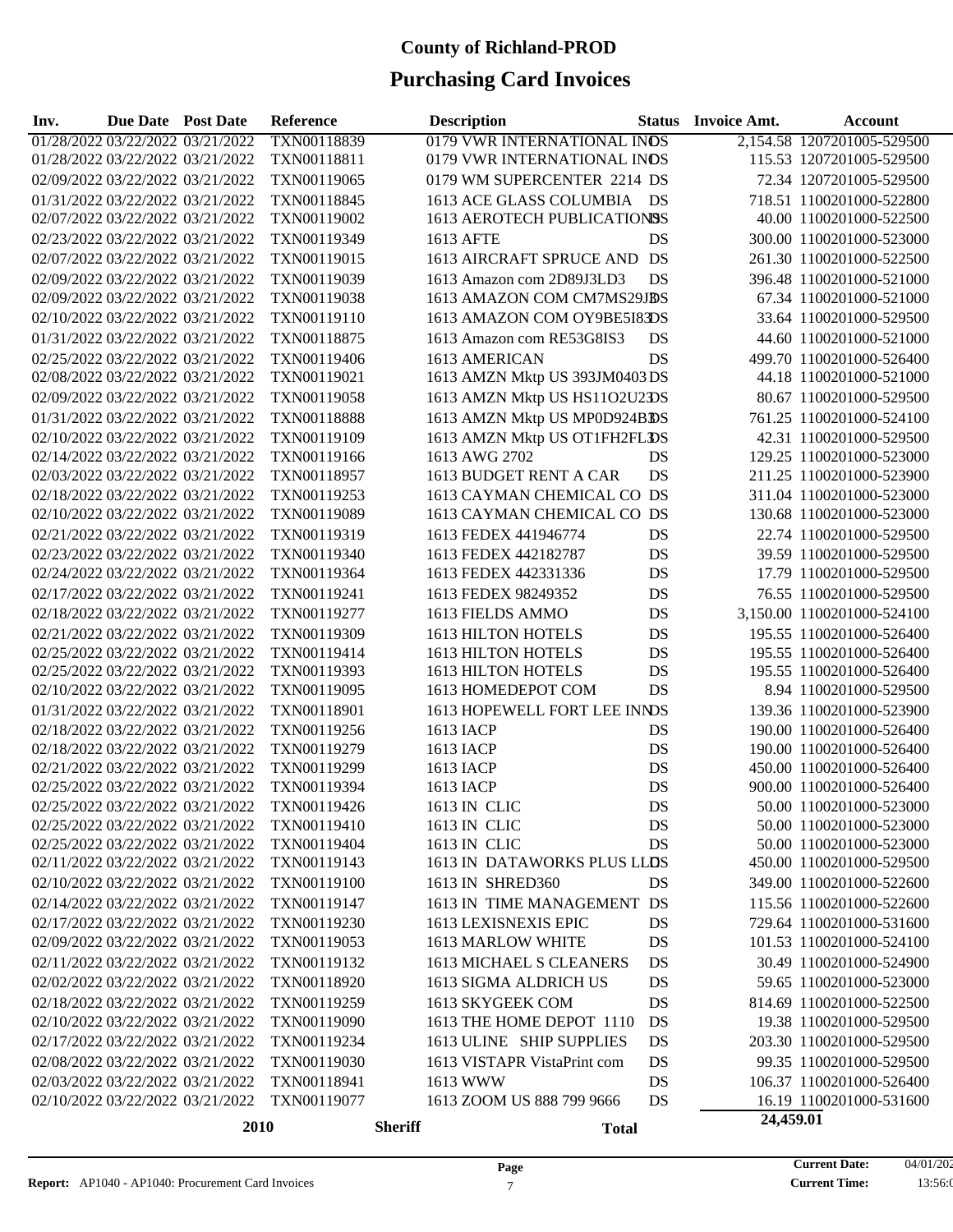# County of Richland-PROD

# Purchasing Card Invoices

| Inv. | Due Date | Post Date | Reference | Description | Status | Invoice Amt. | Account |
|---|---|---|---|---|---|---|---|
| 01/28/2022 | 03/22/2022 | 03/21/2022 | TXN00118839 | 0179 VWR INTERNATIONAL INC | DS | 2,154.58 | 1207201005-529500 |
| 01/28/2022 | 03/22/2022 | 03/21/2022 | TXN00118811 | 0179 VWR INTERNATIONAL INC | DS | 115.53 | 1207201005-529500 |
| 02/09/2022 | 03/22/2022 | 03/21/2022 | TXN00119065 | 0179 WM SUPERCENTER 2214 | DS | 72.34 | 1207201005-529500 |
| 01/31/2022 | 03/22/2022 | 03/21/2022 | TXN00118845 | 1613 ACE GLASS COLUMBIA | DS | 718.51 | 1100201000-522800 |
| 02/07/2022 | 03/22/2022 | 03/21/2022 | TXN00119002 | 1613 AEROTECH PUBLICATIONS | DS | 40.00 | 1100201000-522500 |
| 02/23/2022 | 03/22/2022 | 03/21/2022 | TXN00119349 | 1613 AFTE | DS | 300.00 | 1100201000-523000 |
| 02/07/2022 | 03/22/2022 | 03/21/2022 | TXN00119015 | 1613 AIRCRAFT SPRUCE AND | DS | 261.30 | 1100201000-522500 |
| 02/09/2022 | 03/22/2022 | 03/21/2022 | TXN00119039 | 1613 Amazon com 2D89J3LD3 | DS | 396.48 | 1100201000-521000 |
| 02/09/2022 | 03/22/2022 | 03/21/2022 | TXN00119038 | 1613 AMAZON COM CM7MS29J3 | DS | 67.34 | 1100201000-521000 |
| 02/10/2022 | 03/22/2022 | 03/21/2022 | TXN00119110 | 1613 AMAZON COM OY9BE5I83 | DS | 33.64 | 1100201000-529500 |
| 01/31/2022 | 03/22/2022 | 03/21/2022 | TXN00118875 | 1613 Amazon com RE53G8IS3 | DS | 44.60 | 1100201000-521000 |
| 02/25/2022 | 03/22/2022 | 03/21/2022 | TXN00119406 | 1613 AMERICAN | DS | 499.70 | 1100201000-526400 |
| 02/08/2022 | 03/22/2022 | 03/21/2022 | TXN00119021 | 1613 AMZN Mktp US 393JM0403 | DS | 44.18 | 1100201000-521000 |
| 02/09/2022 | 03/22/2022 | 03/21/2022 | TXN00119058 | 1613 AMZN Mktp US HS11O2U23 | DS | 80.67 | 1100201000-529500 |
| 01/31/2022 | 03/22/2022 | 03/21/2022 | TXN00118888 | 1613 AMZN Mktp US MP0D924B3 | DS | 761.25 | 1100201000-524100 |
| 02/10/2022 | 03/22/2022 | 03/21/2022 | TXN00119109 | 1613 AMZN Mktp US OT1FH2FL3 | DS | 42.31 | 1100201000-529500 |
| 02/14/2022 | 03/22/2022 | 03/21/2022 | TXN00119166 | 1613 AWG 2702 | DS | 129.25 | 1100201000-523000 |
| 02/03/2022 | 03/22/2022 | 03/21/2022 | TXN00118957 | 1613 BUDGET RENT A CAR | DS | 211.25 | 1100201000-523900 |
| 02/18/2022 | 03/22/2022 | 03/21/2022 | TXN00119253 | 1613 CAYMAN CHEMICAL CO | DS | 311.04 | 1100201000-523000 |
| 02/10/2022 | 03/22/2022 | 03/21/2022 | TXN00119089 | 1613 CAYMAN CHEMICAL CO | DS | 130.68 | 1100201000-523000 |
| 02/21/2022 | 03/22/2022 | 03/21/2022 | TXN00119319 | 1613 FEDEX 441946774 | DS | 22.74 | 1100201000-529500 |
| 02/23/2022 | 03/22/2022 | 03/21/2022 | TXN00119340 | 1613 FEDEX 442182787 | DS | 39.59 | 1100201000-529500 |
| 02/24/2022 | 03/22/2022 | 03/21/2022 | TXN00119364 | 1613 FEDEX 442331336 | DS | 17.79 | 1100201000-529500 |
| 02/17/2022 | 03/22/2022 | 03/21/2022 | TXN00119241 | 1613 FEDEX 98249352 | DS | 76.55 | 1100201000-529500 |
| 02/18/2022 | 03/22/2022 | 03/21/2022 | TXN00119277 | 1613 FIELDS AMMO | DS | 3,150.00 | 1100201000-524100 |
| 02/21/2022 | 03/22/2022 | 03/21/2022 | TXN00119309 | 1613 HILTON HOTELS | DS | 195.55 | 1100201000-526400 |
| 02/25/2022 | 03/22/2022 | 03/21/2022 | TXN00119414 | 1613 HILTON HOTELS | DS | 195.55 | 1100201000-526400 |
| 02/25/2022 | 03/22/2022 | 03/21/2022 | TXN00119393 | 1613 HILTON HOTELS | DS | 195.55 | 1100201000-526400 |
| 02/10/2022 | 03/22/2022 | 03/21/2022 | TXN00119095 | 1613 HOMEDEPOT COM | DS | 8.94 | 1100201000-529500 |
| 01/31/2022 | 03/22/2022 | 03/21/2022 | TXN00118901 | 1613 HOPEWELL FORT LEE INN | DS | 139.36 | 1100201000-523900 |
| 02/18/2022 | 03/22/2022 | 03/21/2022 | TXN00119256 | 1613 IACP | DS | 190.00 | 1100201000-526400 |
| 02/18/2022 | 03/22/2022 | 03/21/2022 | TXN00119279 | 1613 IACP | DS | 190.00 | 1100201000-526400 |
| 02/21/2022 | 03/22/2022 | 03/21/2022 | TXN00119299 | 1613 IACP | DS | 450.00 | 1100201000-526400 |
| 02/25/2022 | 03/22/2022 | 03/21/2022 | TXN00119394 | 1613 IACP | DS | 900.00 | 1100201000-526400 |
| 02/25/2022 | 03/22/2022 | 03/21/2022 | TXN00119426 | 1613 IN CLIC | DS | 50.00 | 1100201000-523000 |
| 02/25/2022 | 03/22/2022 | 03/21/2022 | TXN00119410 | 1613 IN CLIC | DS | 50.00 | 1100201000-523000 |
| 02/25/2022 | 03/22/2022 | 03/21/2022 | TXN00119404 | 1613 IN CLIC | DS | 50.00 | 1100201000-523000 |
| 02/11/2022 | 03/22/2022 | 03/21/2022 | TXN00119143 | 1613 IN DATAWORKS PLUS LLC | DS | 450.00 | 1100201000-529500 |
| 02/10/2022 | 03/22/2022 | 03/21/2022 | TXN00119100 | 1613 IN SHRED360 | DS | 349.00 | 1100201000-522600 |
| 02/14/2022 | 03/22/2022 | 03/21/2022 | TXN00119147 | 1613 IN TIME MANAGEMENT | DS | 115.56 | 1100201000-522600 |
| 02/17/2022 | 03/22/2022 | 03/21/2022 | TXN00119230 | 1613 LEXISNEXIS EPIC | DS | 729.64 | 1100201000-531600 |
| 02/09/2022 | 03/22/2022 | 03/21/2022 | TXN00119053 | 1613 MARLOW WHITE | DS | 101.53 | 1100201000-524100 |
| 02/11/2022 | 03/22/2022 | 03/21/2022 | TXN00119132 | 1613 MICHAEL S CLEANERS | DS | 30.49 | 1100201000-524900 |
| 02/02/2022 | 03/22/2022 | 03/21/2022 | TXN00118920 | 1613 SIGMA ALDRICH US | DS | 59.65 | 1100201000-523000 |
| 02/18/2022 | 03/22/2022 | 03/21/2022 | TXN00119259 | 1613 SKYGEEK COM | DS | 814.69 | 1100201000-522500 |
| 02/10/2022 | 03/22/2022 | 03/21/2022 | TXN00119090 | 1613 THE HOME DEPOT 1110 | DS | 19.38 | 1100201000-529500 |
| 02/17/2022 | 03/22/2022 | 03/21/2022 | TXN00119234 | 1613 ULINE SHIP SUPPLIES | DS | 203.30 | 1100201000-529500 |
| 02/08/2022 | 03/22/2022 | 03/21/2022 | TXN00119030 | 1613 VISTAPR VistaPrint com | DS | 99.35 | 1100201000-529500 |
| 02/03/2022 | 03/22/2022 | 03/21/2022 | TXN00118941 | 1613 WWW | DS | 106.37 | 1100201000-526400 |
| 02/10/2022 | 03/22/2022 | 03/21/2022 | TXN00119077 | 1613 ZOOM US 888 799 9666 | DS | 16.19 | 1100201000-531600 |
| | | | **2010** | **Sheriff** | **Total** | **24,459.01** | |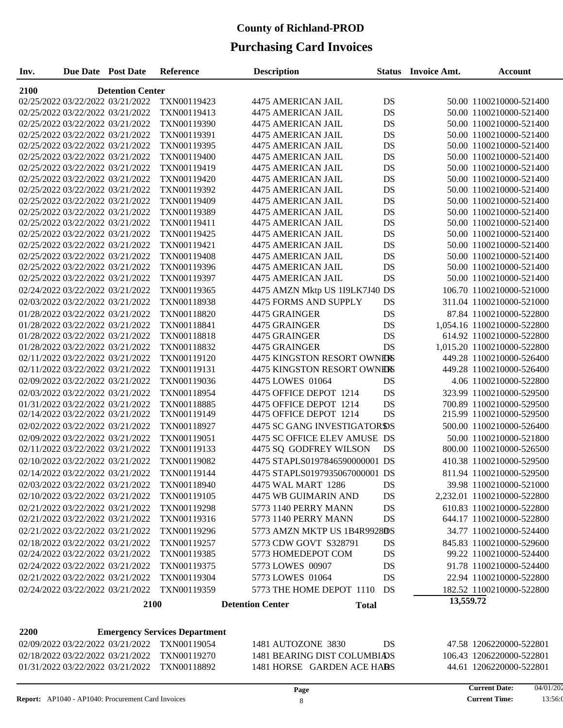# County of Richland-PROD

## Purchasing Card Invoices

| Inv. | Due Date | Post Date | Reference | Description | Status | Invoice Amt. | Account |
|---|---|---|---|---|---|---|---|
| **2100** | | **Detention Center** | | | | | |
| 02/25/2022 | 03/22/2022 | 03/21/2022 | TXN00119423 | 4475 AMERICAN JAIL | DS | 50.00 | 1100210000-521400 |
| 02/25/2022 | 03/22/2022 | 03/21/2022 | TXN00119413 | 4475 AMERICAN JAIL | DS | 50.00 | 1100210000-521400 |
| 02/25/2022 | 03/22/2022 | 03/21/2022 | TXN00119390 | 4475 AMERICAN JAIL | DS | 50.00 | 1100210000-521400 |
| 02/25/2022 | 03/22/2022 | 03/21/2022 | TXN00119391 | 4475 AMERICAN JAIL | DS | 50.00 | 1100210000-521400 |
| 02/25/2022 | 03/22/2022 | 03/21/2022 | TXN00119395 | 4475 AMERICAN JAIL | DS | 50.00 | 1100210000-521400 |
| 02/25/2022 | 03/22/2022 | 03/21/2022 | TXN00119400 | 4475 AMERICAN JAIL | DS | 50.00 | 1100210000-521400 |
| 02/25/2022 | 03/22/2022 | 03/21/2022 | TXN00119419 | 4475 AMERICAN JAIL | DS | 50.00 | 1100210000-521400 |
| 02/25/2022 | 03/22/2022 | 03/21/2022 | TXN00119420 | 4475 AMERICAN JAIL | DS | 50.00 | 1100210000-521400 |
| 02/25/2022 | 03/22/2022 | 03/21/2022 | TXN00119392 | 4475 AMERICAN JAIL | DS | 50.00 | 1100210000-521400 |
| 02/25/2022 | 03/22/2022 | 03/21/2022 | TXN00119409 | 4475 AMERICAN JAIL | DS | 50.00 | 1100210000-521400 |
| 02/25/2022 | 03/22/2022 | 03/21/2022 | TXN00119389 | 4475 AMERICAN JAIL | DS | 50.00 | 1100210000-521400 |
| 02/25/2022 | 03/22/2022 | 03/21/2022 | TXN00119411 | 4475 AMERICAN JAIL | DS | 50.00 | 1100210000-521400 |
| 02/25/2022 | 03/22/2022 | 03/21/2022 | TXN00119425 | 4475 AMERICAN JAIL | DS | 50.00 | 1100210000-521400 |
| 02/25/2022 | 03/22/2022 | 03/21/2022 | TXN00119421 | 4475 AMERICAN JAIL | DS | 50.00 | 1100210000-521400 |
| 02/25/2022 | 03/22/2022 | 03/21/2022 | TXN00119408 | 4475 AMERICAN JAIL | DS | 50.00 | 1100210000-521400 |
| 02/25/2022 | 03/22/2022 | 03/21/2022 | TXN00119396 | 4475 AMERICAN JAIL | DS | 50.00 | 1100210000-521400 |
| 02/25/2022 | 03/22/2022 | 03/21/2022 | TXN00119397 | 4475 AMERICAN JAIL | DS | 50.00 | 1100210000-521400 |
| 02/24/2022 | 03/22/2022 | 03/21/2022 | TXN00119365 | 4475 AMZN Mktp US 1I9LK7J40 | DS | 106.70 | 1100210000-521000 |
| 02/03/2022 | 03/22/2022 | 03/21/2022 | TXN00118938 | 4475 FORMS AND SUPPLY | DS | 311.04 | 1100210000-521000 |
| 01/28/2022 | 03/22/2022 | 03/21/2022 | TXN00118820 | 4475 GRAINGER | DS | 87.84 | 1100210000-522800 |
| 01/28/2022 | 03/22/2022 | 03/21/2022 | TXN00118841 | 4475 GRAINGER | DS | 1,054.16 | 1100210000-522800 |
| 01/28/2022 | 03/22/2022 | 03/21/2022 | TXN00118818 | 4475 GRAINGER | DS | 614.92 | 1100210000-522800 |
| 01/28/2022 | 03/22/2022 | 03/21/2022 | TXN00118832 | 4475 GRAINGER | DS | 1,015.20 | 1100210000-522800 |
| 02/11/2022 | 03/22/2022 | 03/21/2022 | TXN00119120 | 4475 KINGSTON RESORT OWNER | DS | 449.28 | 1100210000-526400 |
| 02/11/2022 | 03/22/2022 | 03/21/2022 | TXN00119131 | 4475 KINGSTON RESORT OWNER | DS | 449.28 | 1100210000-526400 |
| 02/09/2022 | 03/22/2022 | 03/21/2022 | TXN00119036 | 4475 LOWES 01064 | DS | 4.06 | 1100210000-522800 |
| 02/03/2022 | 03/22/2022 | 03/21/2022 | TXN00118954 | 4475 OFFICE DEPOT 1214 | DS | 323.99 | 1100210000-529500 |
| 01/31/2022 | 03/22/2022 | 03/21/2022 | TXN00118885 | 4475 OFFICE DEPOT 1214 | DS | 700.89 | 1100210000-529500 |
| 02/14/2022 | 03/22/2022 | 03/21/2022 | TXN00119149 | 4475 OFFICE DEPOT 1214 | DS | 215.99 | 1100210000-529500 |
| 02/02/2022 | 03/22/2022 | 03/21/2022 | TXN00118927 | 4475 SC GANG INVESTIGATORS | DS | 500.00 | 1100210000-526400 |
| 02/09/2022 | 03/22/2022 | 03/21/2022 | TXN00119051 | 4475 SC OFFICE ELEV AMUSE | DS | 50.00 | 1100210000-521800 |
| 02/11/2022 | 03/22/2022 | 03/21/2022 | TXN00119133 | 4475 SQ GODFREY WILSON | DS | 800.00 | 1100210000-526500 |
| 02/10/2022 | 03/22/2022 | 03/21/2022 | TXN00119082 | 4475 STAPLS0197846590000001 | DS | 410.38 | 1100210000-529500 |
| 02/14/2022 | 03/22/2022 | 03/21/2022 | TXN00119144 | 4475 STAPLS0197935067000001 | DS | 811.94 | 1100210000-529500 |
| 02/03/2022 | 03/22/2022 | 03/21/2022 | TXN00118940 | 4475 WAL MART 1286 | DS | 39.98 | 1100210000-521000 |
| 02/10/2022 | 03/22/2022 | 03/21/2022 | TXN00119105 | 4475 WB GUIMARIN AND | DS | 2,232.01 | 1100210000-522800 |
| 02/21/2022 | 03/22/2022 | 03/21/2022 | TXN00119298 | 5773 1140 PERRY MANN | DS | 610.83 | 1100210000-522800 |
| 02/21/2022 | 03/22/2022 | 03/21/2022 | TXN00119316 | 5773 1140 PERRY MANN | DS | 644.17 | 1100210000-522800 |
| 02/21/2022 | 03/22/2022 | 03/21/2022 | TXN00119296 | 5773 AMZN MKTP US 1B4R9928D | DS | 34.77 | 1100210000-524400 |
| 02/18/2022 | 03/22/2022 | 03/21/2022 | TXN00119257 | 5773 CDW GOVT S328791 | DS | 845.83 | 1100210000-529600 |
| 02/24/2022 | 03/22/2022 | 03/21/2022 | TXN00119385 | 5773 HOMEDEPOT COM | DS | 99.22 | 1100210000-524400 |
| 02/24/2022 | 03/22/2022 | 03/21/2022 | TXN00119375 | 5773 LOWES 00907 | DS | 91.78 | 1100210000-524400 |
| 02/21/2022 | 03/22/2022 | 03/21/2022 | TXN00119304 | 5773 LOWES 01064 | DS | 22.94 | 1100210000-522800 |
| 02/24/2022 | 03/22/2022 | 03/21/2022 | TXN00119359 | 5773 THE HOME DEPOT 1110 | DS | 182.52 | 1100210000-522800 |
| | | **2100** | | **Detention Center** | **Total** | **13,559.72** | |

| Inv. | Due Date | Post Date | Reference | Description | Status | Invoice Amt. | Account |
|---|---|---|---|---|---|---|---|
| **2200** | | **Emergency Services Department** | | | | | |
| 02/09/2022 | 03/22/2022 | 03/21/2022 | TXN00119054 | 1481 AUTOZONE 3830 | DS | 47.58 | 1206220000-522801 |
| 02/18/2022 | 03/22/2022 | 03/21/2022 | TXN00119270 | 1481 BEARING DIST COLUMBIA | DS | 106.43 | 1206220000-522801 |
| 01/31/2022 | 03/22/2022 | 03/21/2022 | TXN00118892 | 1481 HORSE GARDEN ACE HAR | DS | 44.61 | 1206220000-522801 |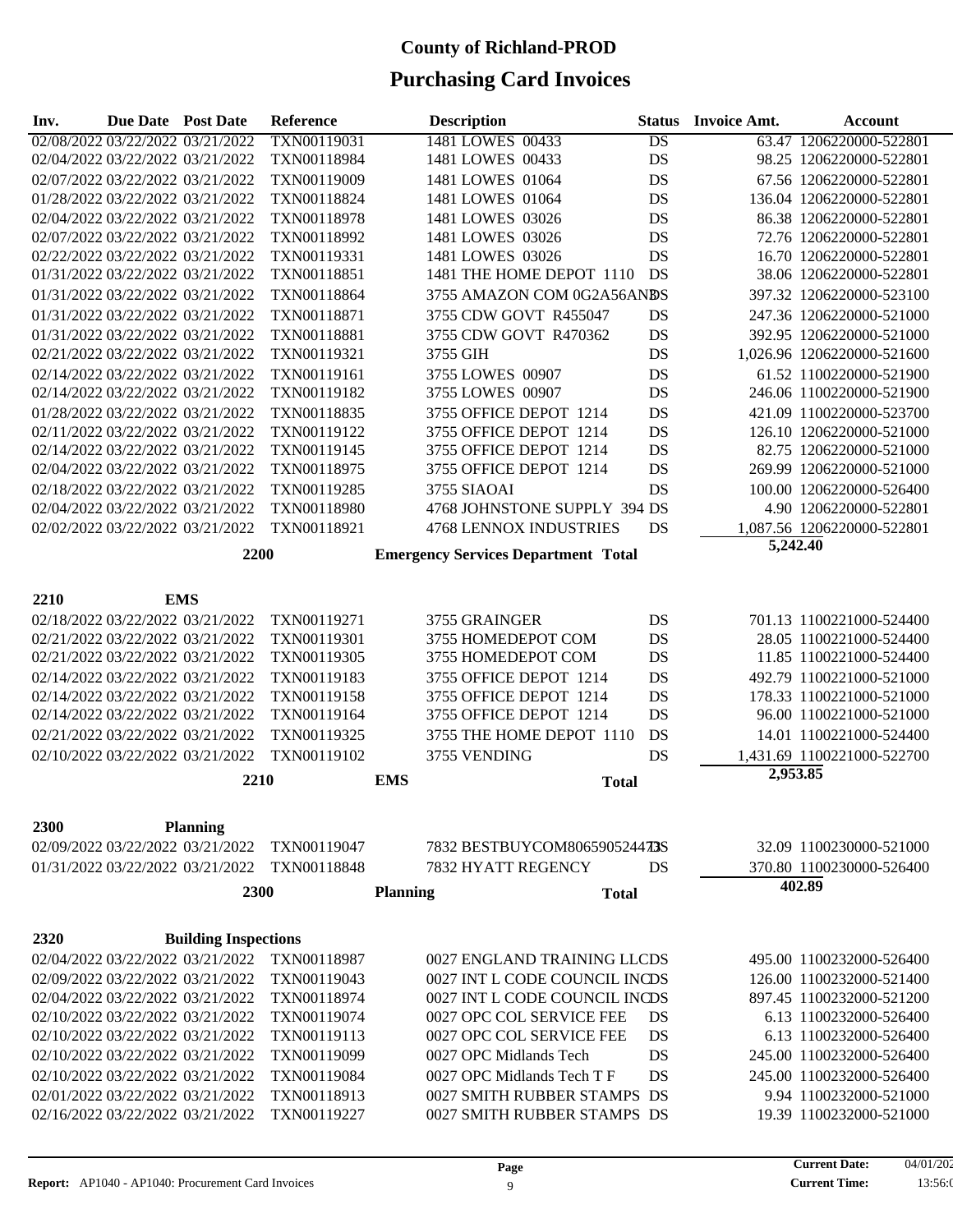# County of Richland-PROD

## Purchasing Card Invoices

| Inv. | Due Date | Post Date | Reference | Description | Status | Invoice Amt. | Account |
|---|---|---|---|---|---|---|---|
| 02/08/2022 | 03/22/2022 | 03/21/2022 | TXN00119031 | 1481 LOWES 00433 | DS | 63.47 | 1206220000-522801 |
| 02/04/2022 | 03/22/2022 | 03/21/2022 | TXN00118984 | 1481 LOWES 00433 | DS | 98.25 | 1206220000-522801 |
| 02/07/2022 | 03/22/2022 | 03/21/2022 | TXN00119009 | 1481 LOWES 01064 | DS | 67.56 | 1206220000-522801 |
| 01/28/2022 | 03/22/2022 | 03/21/2022 | TXN00118824 | 1481 LOWES 01064 | DS | 136.04 | 1206220000-522801 |
| 02/04/2022 | 03/22/2022 | 03/21/2022 | TXN00118978 | 1481 LOWES 03026 | DS | 86.38 | 1206220000-522801 |
| 02/07/2022 | 03/22/2022 | 03/21/2022 | TXN00118992 | 1481 LOWES 03026 | DS | 72.76 | 1206220000-522801 |
| 02/22/2022 | 03/22/2022 | 03/21/2022 | TXN00119331 | 1481 LOWES 03026 | DS | 16.70 | 1206220000-522801 |
| 01/31/2022 | 03/22/2022 | 03/21/2022 | TXN00118851 | 1481 THE HOME DEPOT 1110 | DS | 38.06 | 1206220000-522801 |
| 01/31/2022 | 03/22/2022 | 03/21/2022 | TXN00118864 | 3755 AMAZON COM 0G2A56AN | DS | 397.32 | 1206220000-523100 |
| 01/31/2022 | 03/22/2022 | 03/21/2022 | TXN00118871 | 3755 CDW GOVT R455047 | DS | 247.36 | 1206220000-521000 |
| 01/31/2022 | 03/22/2022 | 03/21/2022 | TXN00118881 | 3755 CDW GOVT R470362 | DS | 392.95 | 1206220000-521000 |
| 02/21/2022 | 03/22/2022 | 03/21/2022 | TXN00119321 | 3755 GIH | DS | 1,026.96 | 1206220000-521600 |
| 02/14/2022 | 03/22/2022 | 03/21/2022 | TXN00119161 | 3755 LOWES 00907 | DS | 61.52 | 1100220000-521900 |
| 02/14/2022 | 03/22/2022 | 03/21/2022 | TXN00119182 | 3755 LOWES 00907 | DS | 246.06 | 1100220000-521900 |
| 01/28/2022 | 03/22/2022 | 03/21/2022 | TXN00118835 | 3755 OFFICE DEPOT 1214 | DS | 421.09 | 1100220000-523700 |
| 02/11/2022 | 03/22/2022 | 03/21/2022 | TXN00119122 | 3755 OFFICE DEPOT 1214 | DS | 126.10 | 1206220000-521000 |
| 02/14/2022 | 03/22/2022 | 03/21/2022 | TXN00119145 | 3755 OFFICE DEPOT 1214 | DS | 82.75 | 1206220000-521000 |
| 02/04/2022 | 03/22/2022 | 03/21/2022 | TXN00118975 | 3755 OFFICE DEPOT 1214 | DS | 269.99 | 1206220000-521000 |
| 02/18/2022 | 03/22/2022 | 03/21/2022 | TXN00119285 | 3755 SIAOAI | DS | 100.00 | 1206220000-526400 |
| 02/04/2022 | 03/22/2022 | 03/21/2022 | TXN00118980 | 4768 JOHNSTONE SUPPLY 394 | DS | 4.90 | 1206220000-522801 |
| 02/02/2022 | 03/22/2022 | 03/21/2022 | TXN00118921 | 4768 LENNOX INDUSTRIES | DS | 1,087.56 | 1206220000-522801 |
| | | | 2200 | Emergency Services Department Total | | 5,242.40 | |

**2210 EMS**

| Inv. | Due Date | Post Date | Reference | Description | Status | Invoice Amt. | Account |
|---|---|---|---|---|---|---|---|
| 02/18/2022 | 03/22/2022 | 03/21/2022 | TXN00119271 | 3755 GRAINGER | DS | 701.13 | 1100221000-524400 |
| 02/21/2022 | 03/22/2022 | 03/21/2022 | TXN00119301 | 3755 HOMEDEPOT COM | DS | 28.05 | 1100221000-524400 |
| 02/21/2022 | 03/22/2022 | 03/21/2022 | TXN00119305 | 3755 HOMEDEPOT COM | DS | 11.85 | 1100221000-524400 |
| 02/14/2022 | 03/22/2022 | 03/21/2022 | TXN00119183 | 3755 OFFICE DEPOT 1214 | DS | 492.79 | 1100221000-521000 |
| 02/14/2022 | 03/22/2022 | 03/21/2022 | TXN00119158 | 3755 OFFICE DEPOT 1214 | DS | 178.33 | 1100221000-521000 |
| 02/14/2022 | 03/22/2022 | 03/21/2022 | TXN00119164 | 3755 OFFICE DEPOT 1214 | DS | 96.00 | 1100221000-521000 |
| 02/21/2022 | 03/22/2022 | 03/21/2022 | TXN00119325 | 3755 THE HOME DEPOT 1110 | DS | 14.01 | 1100221000-524400 |
| 02/10/2022 | 03/22/2022 | 03/21/2022 | TXN00119102 | 3755 VENDING | DS | 1,431.69 | 1100221000-522700 |
| | | | 2210 | EMS Total | | 2,953.85 | |

**2300 Planning**

| Inv. | Due Date | Post Date | Reference | Description | Status | Invoice Amt. | Account |
|---|---|---|---|---|---|---|---|
| 02/09/2022 | 03/22/2022 | 03/21/2022 | TXN00119047 | 7832 BESTBUYCOM806590524473 | DS | 32.09 | 1100230000-521000 |
| 01/31/2022 | 03/22/2022 | 03/21/2022 | TXN00118848 | 7832 HYATT REGENCY | DS | 370.80 | 1100230000-526400 |
| | | | 2300 | Planning Total | | 402.89 | |

**2320 Building Inspections**

| Inv. | Due Date | Post Date | Reference | Description | Status | Invoice Amt. | Account |
|---|---|---|---|---|---|---|---|
| 02/04/2022 | 03/22/2022 | 03/21/2022 | TXN00118987 | 0027 ENGLAND TRAINING LLC | DS | 495.00 | 1100232000-526400 |
| 02/09/2022 | 03/22/2022 | 03/21/2022 | TXN00119043 | 0027 INT L CODE COUNCIL INC | DS | 126.00 | 1100232000-521400 |
| 02/04/2022 | 03/22/2022 | 03/21/2022 | TXN00118974 | 0027 INT L CODE COUNCIL INC | DS | 897.45 | 1100232000-521200 |
| 02/10/2022 | 03/22/2022 | 03/21/2022 | TXN00119074 | 0027 OPC COL SERVICE FEE | DS | 6.13 | 1100232000-526400 |
| 02/10/2022 | 03/22/2022 | 03/21/2022 | TXN00119113 | 0027 OPC COL SERVICE FEE | DS | 6.13 | 1100232000-526400 |
| 02/10/2022 | 03/22/2022 | 03/21/2022 | TXN00119099 | 0027 OPC Midlands Tech | DS | 245.00 | 1100232000-526400 |
| 02/10/2022 | 03/22/2022 | 03/21/2022 | TXN00119084 | 0027 OPC Midlands Tech T F | DS | 245.00 | 1100232000-526400 |
| 02/01/2022 | 03/22/2022 | 03/21/2022 | TXN00118913 | 0027 SMITH RUBBER STAMPS | DS | 9.94 | 1100232000-521000 |
| 02/16/2022 | 03/22/2022 | 03/21/2022 | TXN00119227 | 0027 SMITH RUBBER STAMPS | DS | 19.39 | 1100232000-521000 |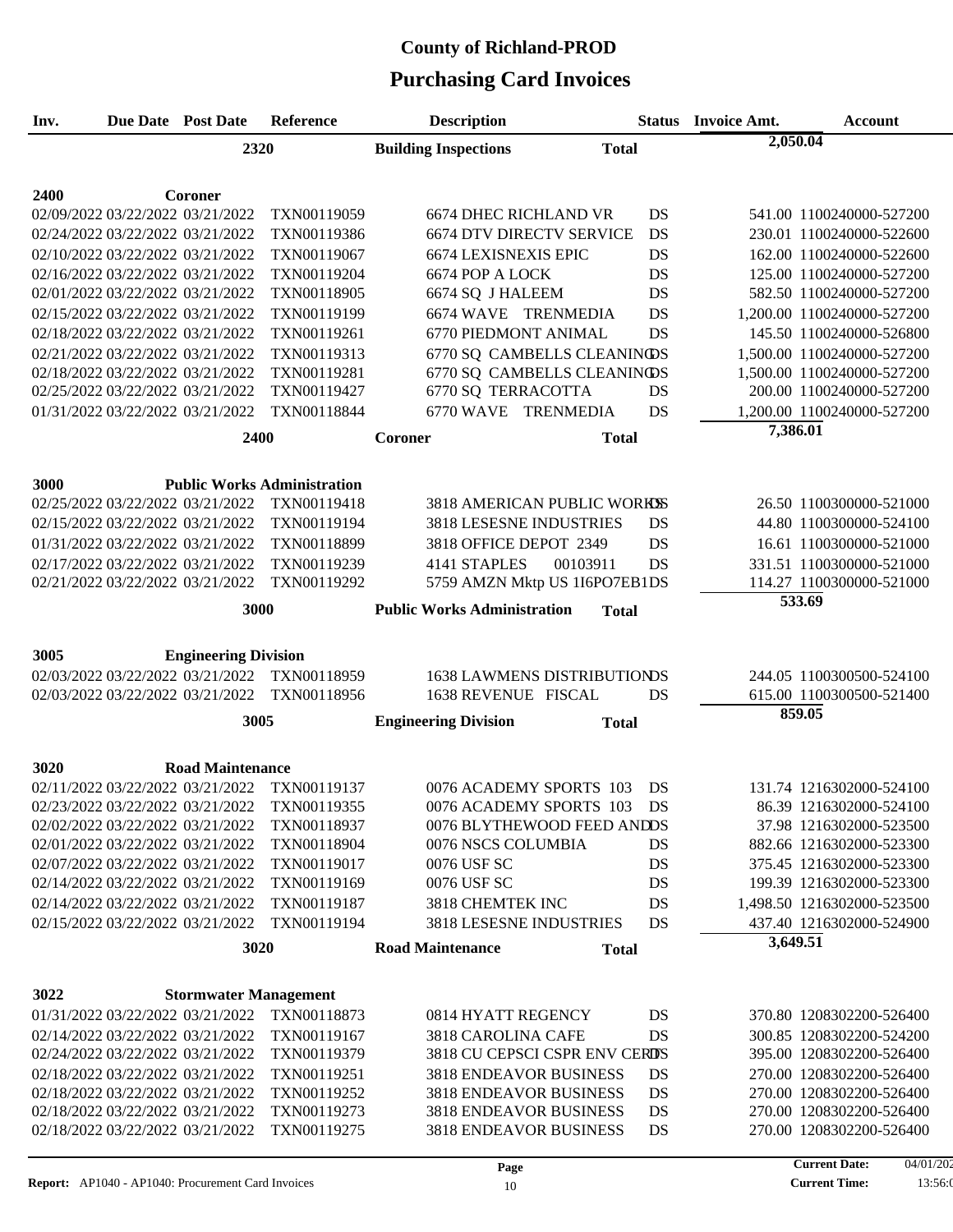# County of Richland-PROD

## Purchasing Card Invoices

| Inv. | Due Date | Post Date | Reference | Description | Status | Invoice Amt. | Account |
|---|---|---|---|---|---|---|---|
| | | 2320 | | **Building Inspections** | **Total** | **2,050.04** | |
| **2400** | | **Coroner** | | | | | |
| 02/09/2022 | 03/22/2022 | 03/21/2022 | TXN00119059 | 6674 DHEC RICHLAND VR | DS | 541.00 | 1100240000-527200 |
| 02/24/2022 | 03/22/2022 | 03/21/2022 | TXN00119386 | 6674 DTV DIRECTV SERVICE | DS | 230.01 | 1100240000-522600 |
| 02/10/2022 | 03/22/2022 | 03/21/2022 | TXN00119067 | 6674 LEXISNEXIS EPIC | DS | 162.00 | 1100240000-522600 |
| 02/16/2022 | 03/22/2022 | 03/21/2022 | TXN00119204 | 6674 POP A LOCK | DS | 125.00 | 1100240000-527200 |
| 02/01/2022 | 03/22/2022 | 03/21/2022 | TXN00118905 | 6674 SQ J HALEEM | DS | 582.50 | 1100240000-527200 |
| 02/15/2022 | 03/22/2022 | 03/21/2022 | TXN00119199 | 6674 WAVE TRENMEDIA | DS | 1,200.00 | 1100240000-527200 |
| 02/18/2022 | 03/22/2022 | 03/21/2022 | TXN00119261 | 6770 PIEDMONT ANIMAL | DS | 145.50 | 1100240000-526800 |
| 02/21/2022 | 03/22/2022 | 03/21/2022 | TXN00119313 | 6770 SQ CAMBELLS CLEANING | DS | 1,500.00 | 1100240000-527200 |
| 02/18/2022 | 03/22/2022 | 03/21/2022 | TXN00119281 | 6770 SQ CAMBELLS CLEANING | DS | 1,500.00 | 1100240000-527200 |
| 02/25/2022 | 03/22/2022 | 03/21/2022 | TXN00119427 | 6770 SQ TERRACOTTA | DS | 200.00 | 1100240000-527200 |
| 01/31/2022 | 03/22/2022 | 03/21/2022 | TXN00118844 | 6770 WAVE TRENMEDIA | DS | 1,200.00 | 1100240000-527200 |
| | | 2400 | | **Coroner** | **Total** | **7,386.01** | |
| **3000** | | **Public Works Administration** | | | | | |
| 02/25/2022 | 03/22/2022 | 03/21/2022 | TXN00119418 | 3818 AMERICAN PUBLIC WORKS | DS | 26.50 | 1100300000-521000 |
| 02/15/2022 | 03/22/2022 | 03/21/2022 | TXN00119194 | 3818 LESESNE INDUSTRIES | DS | 44.80 | 1100300000-524100 |
| 01/31/2022 | 03/22/2022 | 03/21/2022 | TXN00118899 | 3818 OFFICE DEPOT 2349 | DS | 16.61 | 1100300000-521000 |
| 02/17/2022 | 03/22/2022 | 03/21/2022 | TXN00119239 | 4141 STAPLES 00103911 | DS | 331.51 | 1100300000-521000 |
| 02/21/2022 | 03/22/2022 | 03/21/2022 | TXN00119292 | 5759 AMZN Mktp US 1I6PO7EB1 | DS | 114.27 | 1100300000-521000 |
| | | 3000 | | **Public Works Administration** | **Total** | **533.69** | |
| **3005** | | **Engineering Division** | | | | | |
| 02/03/2022 | 03/22/2022 | 03/21/2022 | TXN00118959 | 1638 LAWMENS DISTRIBUTION | DS | 244.05 | 1100300500-524100 |
| 02/03/2022 | 03/22/2022 | 03/21/2022 | TXN00118956 | 1638 REVENUE FISCAL | DS | 615.00 | 1100300500-521400 |
| | | 3005 | | **Engineering Division** | **Total** | **859.05** | |
| **3020** | | **Road Maintenance** | | | | | |
| 02/11/2022 | 03/22/2022 | 03/21/2022 | TXN00119137 | 0076 ACADEMY SPORTS 103 | DS | 131.74 | 1216302000-524100 |
| 02/23/2022 | 03/22/2022 | 03/21/2022 | TXN00119355 | 0076 ACADEMY SPORTS 103 | DS | 86.39 | 1216302000-524100 |
| 02/02/2022 | 03/22/2022 | 03/21/2022 | TXN00118937 | 0076 BLYTHEWOOD FEED AND | DS | 37.98 | 1216302000-523500 |
| 02/01/2022 | 03/22/2022 | 03/21/2022 | TXN00118904 | 0076 NSCS COLUMBIA | DS | 882.66 | 1216302000-523300 |
| 02/07/2022 | 03/22/2022 | 03/21/2022 | TXN00119017 | 0076 USF SC | DS | 375.45 | 1216302000-523300 |
| 02/14/2022 | 03/22/2022 | 03/21/2022 | TXN00119169 | 0076 USF SC | DS | 199.39 | 1216302000-523300 |
| 02/14/2022 | 03/22/2022 | 03/21/2022 | TXN00119187 | 3818 CHEMTEK INC | DS | 1,498.50 | 1216302000-523500 |
| 02/15/2022 | 03/22/2022 | 03/21/2022 | TXN00119194 | 3818 LESESNE INDUSTRIES | DS | 437.40 | 1216302000-524900 |
| | | 3020 | | **Road Maintenance** | **Total** | **3,649.51** | |
| **3022** | | **Stormwater Management** | | | | | |
| 01/31/2022 | 03/22/2022 | 03/21/2022 | TXN00118873 | 0814 HYATT REGENCY | DS | 370.80 | 1208302200-526400 |
| 02/14/2022 | 03/22/2022 | 03/21/2022 | TXN00119167 | 3818 CAROLINA CAFE | DS | 300.85 | 1208302200-524200 |
| 02/24/2022 | 03/22/2022 | 03/21/2022 | TXN00119379 | 3818 CU CEPSCI CSPR ENV CERT | DS | 395.00 | 1208302200-526400 |
| 02/18/2022 | 03/22/2022 | 03/21/2022 | TXN00119251 | 3818 ENDEAVOR BUSINESS | DS | 270.00 | 1208302200-526400 |
| 02/18/2022 | 03/22/2022 | 03/21/2022 | TXN00119252 | 3818 ENDEAVOR BUSINESS | DS | 270.00 | 1208302200-526400 |
| 02/18/2022 | 03/22/2022 | 03/21/2022 | TXN00119273 | 3818 ENDEAVOR BUSINESS | DS | 270.00 | 1208302200-526400 |
| 02/18/2022 | 03/22/2022 | 03/21/2022 | TXN00119275 | 3818 ENDEAVOR BUSINESS | DS | 270.00 | 1208302200-526400 |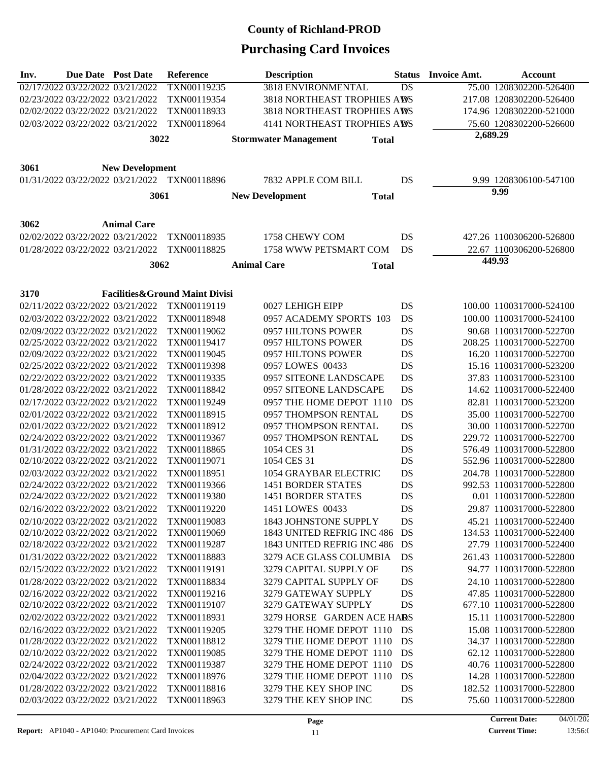# County of Richland-PROD

## Purchasing Card Invoices

| Inv. | Due Date | Post Date | Reference | Description | Status | Invoice Amt. | Account |
|---|---|---|---|---|---|---|---|
| 02/17/2022 | 03/22/2022 | 03/21/2022 | TXN00119235 | 3818 ENVIRONMENTAL | DS | 75.00 | 1208302200-526400 |
| 02/23/2022 | 03/22/2022 | 03/21/2022 | TXN00119354 | 3818 NORTHEAST TROPHIES AW | DS | 217.08 | 1208302200-526400 |
| 02/02/2022 | 03/22/2022 | 03/21/2022 | TXN00118933 | 3818 NORTHEAST TROPHIES AW | DS | 174.96 | 1208302200-521000 |
| 02/03/2022 | 03/22/2022 | 03/21/2022 | TXN00118964 | 4141 NORTHEAST TROPHIES AW | DS | 75.60 | 1208302200-526600 |
| | | 3022 | | **Stormwater Management** | **Total** | **2,689.29** | |
| **3061** | | **New Development** | | | | | |
| 01/31/2022 | 03/22/2022 | 03/21/2022 | TXN00118896 | 7832 APPLE COM BILL | DS | 9.99 | 1208306100-547100 |
| | | 3061 | | **New Development** | **Total** | **9.99** | |
| **3062** | | **Animal Care** | | | | | |
| 02/02/2022 | 03/22/2022 | 03/21/2022 | TXN00118935 | 1758 CHEWY COM | DS | 427.26 | 1100306200-526800 |
| 01/28/2022 | 03/22/2022 | 03/21/2022 | TXN00118825 | 1758 WWW PETSMART COM | DS | 22.67 | 1100306200-526800 |
| | | 3062 | | **Animal Care** | **Total** | **449.93** | |
| **3170** | | **Facilities&Ground Maint Divisi** | | | | | |
| 02/11/2022 | 03/22/2022 | 03/21/2022 | TXN00119119 | 0027 LEHIGH EIPP | DS | 100.00 | 1100317000-524100 |
| 02/03/2022 | 03/22/2022 | 03/21/2022 | TXN00118948 | 0957 ACADEMY SPORTS 103 | DS | 100.00 | 1100317000-524100 |
| 02/09/2022 | 03/22/2022 | 03/21/2022 | TXN00119062 | 0957 HILTONS POWER | DS | 90.68 | 1100317000-522700 |
| 02/25/2022 | 03/22/2022 | 03/21/2022 | TXN00119417 | 0957 HILTONS POWER | DS | 208.25 | 1100317000-522700 |
| 02/09/2022 | 03/22/2022 | 03/21/2022 | TXN00119045 | 0957 HILTONS POWER | DS | 16.20 | 1100317000-522700 |
| 02/25/2022 | 03/22/2022 | 03/21/2022 | TXN00119398 | 0957 LOWES 00433 | DS | 15.16 | 1100317000-523200 |
| 02/22/2022 | 03/22/2022 | 03/21/2022 | TXN00119335 | 0957 SITEONE LANDSCAPE | DS | 37.83 | 1100317000-523100 |
| 01/28/2022 | 03/22/2022 | 03/21/2022 | TXN00118842 | 0957 SITEONE LANDSCAPE | DS | 14.62 | 1100317000-522400 |
| 02/17/2022 | 03/22/2022 | 03/21/2022 | TXN00119249 | 0957 THE HOME DEPOT 1110 | DS | 82.81 | 1100317000-523200 |
| 02/01/2022 | 03/22/2022 | 03/21/2022 | TXN00118915 | 0957 THOMPSON RENTAL | DS | 35.00 | 1100317000-522700 |
| 02/01/2022 | 03/22/2022 | 03/21/2022 | TXN00118912 | 0957 THOMPSON RENTAL | DS | 30.00 | 1100317000-522700 |
| 02/24/2022 | 03/22/2022 | 03/21/2022 | TXN00119367 | 0957 THOMPSON RENTAL | DS | 229.72 | 1100317000-522700 |
| 01/31/2022 | 03/22/2022 | 03/21/2022 | TXN00118865 | 1054 CES 31 | DS | 576.49 | 1100317000-522800 |
| 02/10/2022 | 03/22/2022 | 03/21/2022 | TXN00119071 | 1054 CES 31 | DS | 552.96 | 1100317000-522800 |
| 02/03/2022 | 03/22/2022 | 03/21/2022 | TXN00118951 | 1054 GRAYBAR ELECTRIC | DS | 204.78 | 1100317000-522800 |
| 02/24/2022 | 03/22/2022 | 03/21/2022 | TXN00119366 | 1451 BORDER STATES | DS | 992.53 | 1100317000-522800 |
| 02/24/2022 | 03/22/2022 | 03/21/2022 | TXN00119380 | 1451 BORDER STATES | DS | 0.01 | 1100317000-522800 |
| 02/16/2022 | 03/22/2022 | 03/21/2022 | TXN00119220 | 1451 LOWES 00433 | DS | 29.87 | 1100317000-522800 |
| 02/10/2022 | 03/22/2022 | 03/21/2022 | TXN00119083 | 1843 JOHNSTONE SUPPLY | DS | 45.21 | 1100317000-522400 |
| 02/10/2022 | 03/22/2022 | 03/21/2022 | TXN00119069 | 1843 UNITED REFRIG INC 486 | DS | 134.53 | 1100317000-522400 |
| 02/18/2022 | 03/22/2022 | 03/21/2022 | TXN00119287 | 1843 UNITED REFRIG INC 486 | DS | 27.79 | 1100317000-522400 |
| 01/31/2022 | 03/22/2022 | 03/21/2022 | TXN00118883 | 3279 ACE GLASS COLUMBIA | DS | 261.43 | 1100317000-522800 |
| 02/15/2022 | 03/22/2022 | 03/21/2022 | TXN00119191 | 3279 CAPITAL SUPPLY OF | DS | 94.77 | 1100317000-522800 |
| 01/28/2022 | 03/22/2022 | 03/21/2022 | TXN00118834 | 3279 CAPITAL SUPPLY OF | DS | 24.10 | 1100317000-522800 |
| 02/16/2022 | 03/22/2022 | 03/21/2022 | TXN00119216 | 3279 GATEWAY SUPPLY | DS | 47.85 | 1100317000-522800 |
| 02/10/2022 | 03/22/2022 | 03/21/2022 | TXN00119107 | 3279 GATEWAY SUPPLY | DS | 677.10 | 1100317000-522800 |
| 02/02/2022 | 03/22/2022 | 03/21/2022 | TXN00118931 | 3279 HORSE GARDEN ACE HAR | DS | 15.11 | 1100317000-522800 |
| 02/16/2022 | 03/22/2022 | 03/21/2022 | TXN00119205 | 3279 THE HOME DEPOT 1110 | DS | 15.08 | 1100317000-522800 |
| 01/28/2022 | 03/22/2022 | 03/21/2022 | TXN00118812 | 3279 THE HOME DEPOT 1110 | DS | 34.37 | 1100317000-522800 |
| 02/10/2022 | 03/22/2022 | 03/21/2022 | TXN00119085 | 3279 THE HOME DEPOT 1110 | DS | 62.12 | 1100317000-522800 |
| 02/24/2022 | 03/22/2022 | 03/21/2022 | TXN00119387 | 3279 THE HOME DEPOT 1110 | DS | 40.76 | 1100317000-522800 |
| 02/04/2022 | 03/22/2022 | 03/21/2022 | TXN00118976 | 3279 THE HOME DEPOT 1110 | DS | 14.28 | 1100317000-522800 |
| 01/28/2022 | 03/22/2022 | 03/21/2022 | TXN00118816 | 3279 THE KEY SHOP INC | DS | 182.52 | 1100317000-522800 |
| 02/03/2022 | 03/22/2022 | 03/21/2022 | TXN00118963 | 3279 THE KEY SHOP INC | DS | 75.60 | 1100317000-522800 |

**Report:** AP1040 - AP1040: Procurement Card Invoices

**Current Date:** 04/01/202
**Current Time:** 13:56:0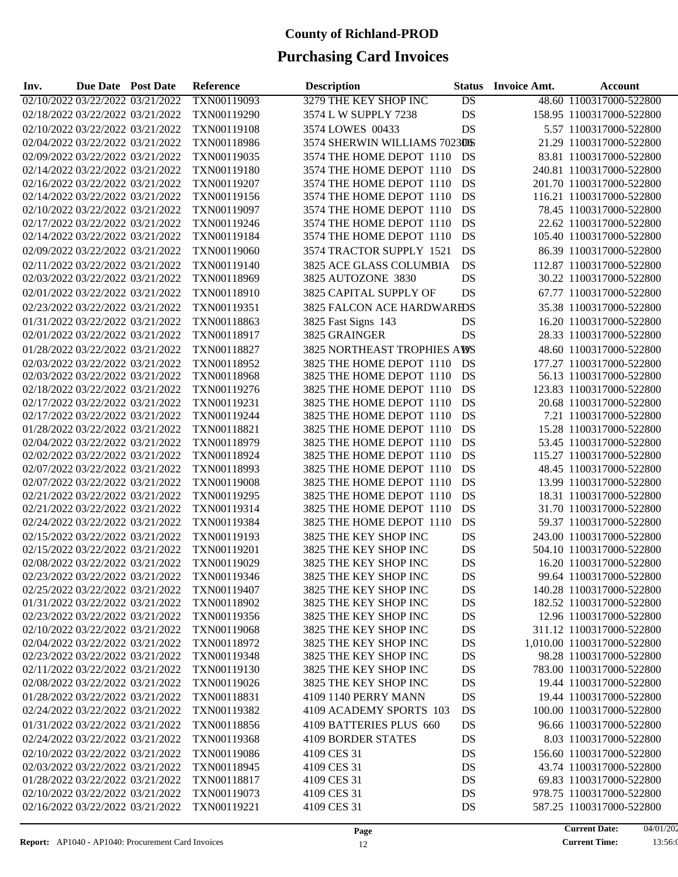# County of Richland-PROD

## Purchasing Card Invoices

| Inv. | Due Date | Post Date | Reference | Description | Status | Invoice Amt. | Account |
|---|---|---|---|---|---|---|---|
| 02/10/2022 | 03/22/2022 | 03/21/2022 | TXN00119093 | 3279 THE KEY SHOP INC | DS | 48.60 | 1100317000-522800 |
| 02/18/2022 | 03/22/2022 | 03/21/2022 | TXN00119290 | 3574 L W SUPPLY 7238 | DS | 158.95 | 1100317000-522800 |
| 02/10/2022 | 03/22/2022 | 03/21/2022 | TXN00119108 | 3574 LOWES 00433 | DS | 5.57 | 1100317000-522800 |
| 02/04/2022 | 03/22/2022 | 03/21/2022 | TXN00118986 | 3574 SHERWIN WILLIAMS 702306 | DS | 21.29 | 1100317000-522800 |
| 02/09/2022 | 03/22/2022 | 03/21/2022 | TXN00119035 | 3574 THE HOME DEPOT 1110 | DS | 83.81 | 1100317000-522800 |
| 02/14/2022 | 03/22/2022 | 03/21/2022 | TXN00119180 | 3574 THE HOME DEPOT 1110 | DS | 240.81 | 1100317000-522800 |
| 02/16/2022 | 03/22/2022 | 03/21/2022 | TXN00119207 | 3574 THE HOME DEPOT 1110 | DS | 201.70 | 1100317000-522800 |
| 02/14/2022 | 03/22/2022 | 03/21/2022 | TXN00119156 | 3574 THE HOME DEPOT 1110 | DS | 116.21 | 1100317000-522800 |
| 02/10/2022 | 03/22/2022 | 03/21/2022 | TXN00119097 | 3574 THE HOME DEPOT 1110 | DS | 78.45 | 1100317000-522800 |
| 02/17/2022 | 03/22/2022 | 03/21/2022 | TXN00119246 | 3574 THE HOME DEPOT 1110 | DS | 22.62 | 1100317000-522800 |
| 02/14/2022 | 03/22/2022 | 03/21/2022 | TXN00119184 | 3574 THE HOME DEPOT 1110 | DS | 105.40 | 1100317000-522800 |
| 02/09/2022 | 03/22/2022 | 03/21/2022 | TXN00119060 | 3574 TRACTOR SUPPLY 1521 | DS | 86.39 | 1100317000-522800 |
| 02/11/2022 | 03/22/2022 | 03/21/2022 | TXN00119140 | 3825 ACE GLASS COLUMBIA | DS | 112.87 | 1100317000-522800 |
| 02/03/2022 | 03/22/2022 | 03/21/2022 | TXN00118969 | 3825 AUTOZONE 3830 | DS | 30.22 | 1100317000-522800 |
| 02/01/2022 | 03/22/2022 | 03/21/2022 | TXN00118910 | 3825 CAPITAL SUPPLY OF | DS | 67.77 | 1100317000-522800 |
| 02/23/2022 | 03/22/2022 | 03/21/2022 | TXN00119351 | 3825 FALCON ACE HARDWARE | DS | 35.38 | 1100317000-522800 |
| 01/31/2022 | 03/22/2022 | 03/21/2022 | TXN00118863 | 3825 Fast Signs 143 | DS | 16.20 | 1100317000-522800 |
| 02/01/2022 | 03/22/2022 | 03/21/2022 | TXN00118917 | 3825 GRAINGER | DS | 28.33 | 1100317000-522800 |
| 01/28/2022 | 03/22/2022 | 03/21/2022 | TXN00118827 | 3825 NORTHEAST TROPHIES AW | DS | 48.60 | 1100317000-522800 |
| 02/03/2022 | 03/22/2022 | 03/21/2022 | TXN00118952 | 3825 THE HOME DEPOT 1110 | DS | 177.27 | 1100317000-522800 |
| 02/03/2022 | 03/22/2022 | 03/21/2022 | TXN00118968 | 3825 THE HOME DEPOT 1110 | DS | 56.13 | 1100317000-522800 |
| 02/18/2022 | 03/22/2022 | 03/21/2022 | TXN00119276 | 3825 THE HOME DEPOT 1110 | DS | 123.83 | 1100317000-522800 |
| 02/17/2022 | 03/22/2022 | 03/21/2022 | TXN00119231 | 3825 THE HOME DEPOT 1110 | DS | 20.68 | 1100317000-522800 |
| 02/17/2022 | 03/22/2022 | 03/21/2022 | TXN00119244 | 3825 THE HOME DEPOT 1110 | DS | 7.21 | 1100317000-522800 |
| 01/28/2022 | 03/22/2022 | 03/21/2022 | TXN00118821 | 3825 THE HOME DEPOT 1110 | DS | 15.28 | 1100317000-522800 |
| 02/04/2022 | 03/22/2022 | 03/21/2022 | TXN00118979 | 3825 THE HOME DEPOT 1110 | DS | 53.45 | 1100317000-522800 |
| 02/02/2022 | 03/22/2022 | 03/21/2022 | TXN00118924 | 3825 THE HOME DEPOT 1110 | DS | 115.27 | 1100317000-522800 |
| 02/07/2022 | 03/22/2022 | 03/21/2022 | TXN00118993 | 3825 THE HOME DEPOT 1110 | DS | 48.45 | 1100317000-522800 |
| 02/07/2022 | 03/22/2022 | 03/21/2022 | TXN00119008 | 3825 THE HOME DEPOT 1110 | DS | 13.99 | 1100317000-522800 |
| 02/21/2022 | 03/22/2022 | 03/21/2022 | TXN00119295 | 3825 THE HOME DEPOT 1110 | DS | 18.31 | 1100317000-522800 |
| 02/21/2022 | 03/22/2022 | 03/21/2022 | TXN00119314 | 3825 THE HOME DEPOT 1110 | DS | 31.70 | 1100317000-522800 |
| 02/24/2022 | 03/22/2022 | 03/21/2022 | TXN00119384 | 3825 THE HOME DEPOT 1110 | DS | 59.37 | 1100317000-522800 |
| 02/15/2022 | 03/22/2022 | 03/21/2022 | TXN00119193 | 3825 THE KEY SHOP INC | DS | 243.00 | 1100317000-522800 |
| 02/15/2022 | 03/22/2022 | 03/21/2022 | TXN00119201 | 3825 THE KEY SHOP INC | DS | 504.10 | 1100317000-522800 |
| 02/08/2022 | 03/22/2022 | 03/21/2022 | TXN00119029 | 3825 THE KEY SHOP INC | DS | 16.20 | 1100317000-522800 |
| 02/23/2022 | 03/22/2022 | 03/21/2022 | TXN00119346 | 3825 THE KEY SHOP INC | DS | 99.64 | 1100317000-522800 |
| 02/25/2022 | 03/22/2022 | 03/21/2022 | TXN00119407 | 3825 THE KEY SHOP INC | DS | 140.28 | 1100317000-522800 |
| 01/31/2022 | 03/22/2022 | 03/21/2022 | TXN00118902 | 3825 THE KEY SHOP INC | DS | 182.52 | 1100317000-522800 |
| 02/23/2022 | 03/22/2022 | 03/21/2022 | TXN00119356 | 3825 THE KEY SHOP INC | DS | 12.96 | 1100317000-522800 |
| 02/10/2022 | 03/22/2022 | 03/21/2022 | TXN00119068 | 3825 THE KEY SHOP INC | DS | 311.12 | 1100317000-522800 |
| 02/04/2022 | 03/22/2022 | 03/21/2022 | TXN00118972 | 3825 THE KEY SHOP INC | DS | 1,010.00 | 1100317000-522800 |
| 02/23/2022 | 03/22/2022 | 03/21/2022 | TXN00119348 | 3825 THE KEY SHOP INC | DS | 98.28 | 1100317000-522800 |
| 02/11/2022 | 03/22/2022 | 03/21/2022 | TXN00119130 | 3825 THE KEY SHOP INC | DS | 783.00 | 1100317000-522800 |
| 02/08/2022 | 03/22/2022 | 03/21/2022 | TXN00119026 | 3825 THE KEY SHOP INC | DS | 19.44 | 1100317000-522800 |
| 01/28/2022 | 03/22/2022 | 03/21/2022 | TXN00118831 | 4109 1140 PERRY MANN | DS | 19.44 | 1100317000-522800 |
| 02/24/2022 | 03/22/2022 | 03/21/2022 | TXN00119382 | 4109 ACADEMY SPORTS 103 | DS | 100.00 | 1100317000-522800 |
| 01/31/2022 | 03/22/2022 | 03/21/2022 | TXN00118856 | 4109 BATTERIES PLUS 660 | DS | 96.66 | 1100317000-522800 |
| 02/24/2022 | 03/22/2022 | 03/21/2022 | TXN00119368 | 4109 BORDER STATES | DS | 8.03 | 1100317000-522800 |
| 02/10/2022 | 03/22/2022 | 03/21/2022 | TXN00119086 | 4109 CES 31 | DS | 156.60 | 1100317000-522800 |
| 02/03/2022 | 03/22/2022 | 03/21/2022 | TXN00118945 | 4109 CES 31 | DS | 43.74 | 1100317000-522800 |
| 01/28/2022 | 03/22/2022 | 03/21/2022 | TXN00118817 | 4109 CES 31 | DS | 69.83 | 1100317000-522800 |
| 02/10/2022 | 03/22/2022 | 03/21/2022 | TXN00119073 | 4109 CES 31 | DS | 978.75 | 1100317000-522800 |
| 02/16/2022 | 03/22/2022 | 03/21/2022 | TXN00119221 | 4109 CES 31 | DS | 587.25 | 1100317000-522800 |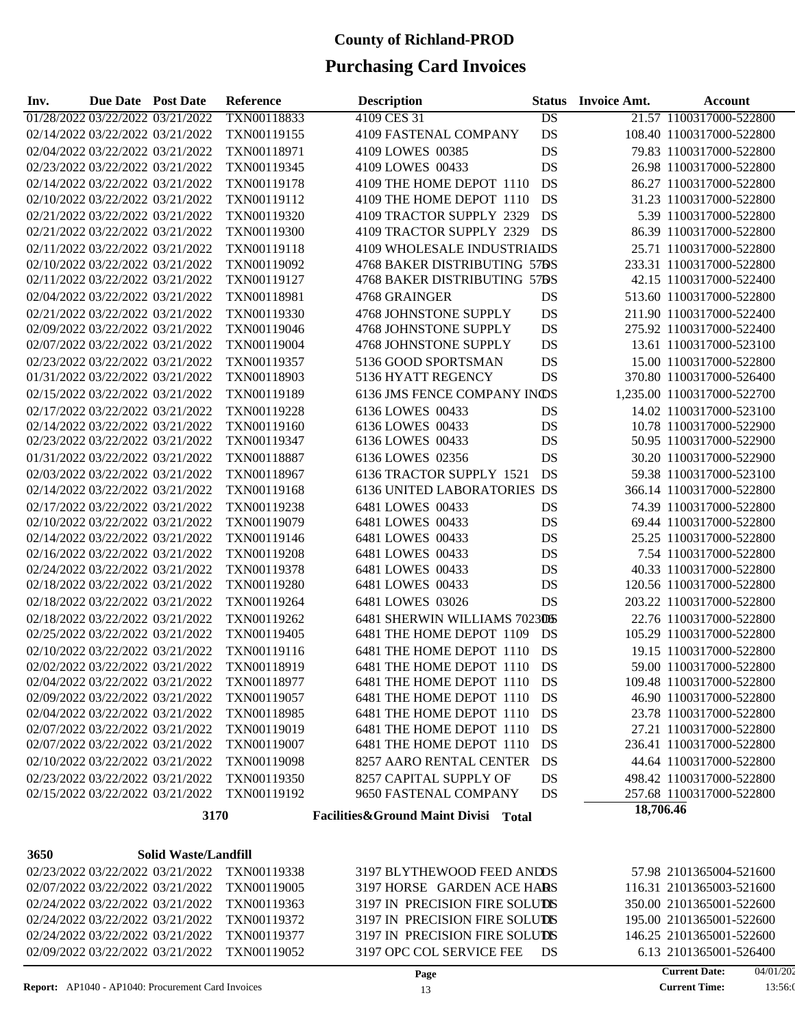# County of Richland-PROD

## Purchasing Card Invoices

| Inv. | Due Date | Post Date | Reference | Description | Status | Invoice Amt. | Account |
|---|---|---|---|---|---|---|---|
| 01/28/2022 | 03/22/2022 | 03/21/2022 | TXN00118833 | 4109 CES 31 | DS | 21.57 | 1100317000-522800 |
| 02/14/2022 | 03/22/2022 | 03/21/2022 | TXN00119155 | 4109 FASTENAL COMPANY | DS | 108.40 | 1100317000-522800 |
| 02/04/2022 | 03/22/2022 | 03/21/2022 | TXN00118971 | 4109 LOWES 00385 | DS | 79.83 | 1100317000-522800 |
| 02/23/2022 | 03/22/2022 | 03/21/2022 | TXN00119345 | 4109 LOWES 00433 | DS | 26.98 | 1100317000-522800 |
| 02/14/2022 | 03/22/2022 | 03/21/2022 | TXN00119178 | 4109 THE HOME DEPOT 1110 | DS | 86.27 | 1100317000-522800 |
| 02/10/2022 | 03/22/2022 | 03/21/2022 | TXN00119112 | 4109 THE HOME DEPOT 1110 | DS | 31.23 | 1100317000-522800 |
| 02/21/2022 | 03/22/2022 | 03/21/2022 | TXN00119320 | 4109 TRACTOR SUPPLY 2329 | DS | 5.39 | 1100317000-522800 |
| 02/21/2022 | 03/22/2022 | 03/21/2022 | TXN00119300 | 4109 TRACTOR SUPPLY 2329 | DS | 86.39 | 1100317000-522800 |
| 02/11/2022 | 03/22/2022 | 03/21/2022 | TXN00119118 | 4109 WHOLESALE INDUSTRIAL | DS | 25.71 | 1100317000-522800 |
| 02/10/2022 | 03/22/2022 | 03/21/2022 | TXN00119092 | 4768 BAKER DISTRIBUTING 570 | DS | 233.31 | 1100317000-522800 |
| 02/11/2022 | 03/22/2022 | 03/21/2022 | TXN00119127 | 4768 BAKER DISTRIBUTING 570 | DS | 42.15 | 1100317000-522400 |
| 02/04/2022 | 03/22/2022 | 03/21/2022 | TXN00118981 | 4768 GRAINGER | DS | 513.60 | 1100317000-522800 |
| 02/21/2022 | 03/22/2022 | 03/21/2022 | TXN00119330 | 4768 JOHNSTONE SUPPLY | DS | 211.90 | 1100317000-522400 |
| 02/09/2022 | 03/22/2022 | 03/21/2022 | TXN00119046 | 4768 JOHNSTONE SUPPLY | DS | 275.92 | 1100317000-522400 |
| 02/07/2022 | 03/22/2022 | 03/21/2022 | TXN00119004 | 4768 JOHNSTONE SUPPLY | DS | 13.61 | 1100317000-523100 |
| 02/23/2022 | 03/22/2022 | 03/21/2022 | TXN00119357 | 5136 GOOD SPORTSMAN | DS | 15.00 | 1100317000-522800 |
| 01/31/2022 | 03/22/2022 | 03/21/2022 | TXN00118903 | 5136 HYATT REGENCY | DS | 370.80 | 1100317000-526400 |
| 02/15/2022 | 03/22/2022 | 03/21/2022 | TXN00119189 | 6136 JMS FENCE COMPANY INC | DS | 1,235.00 | 1100317000-522700 |
| 02/17/2022 | 03/22/2022 | 03/21/2022 | TXN00119228 | 6136 LOWES 00433 | DS | 14.02 | 1100317000-523100 |
| 02/14/2022 | 03/22/2022 | 03/21/2022 | TXN00119160 | 6136 LOWES 00433 | DS | 10.78 | 1100317000-522900 |
| 02/23/2022 | 03/22/2022 | 03/21/2022 | TXN00119347 | 6136 LOWES 00433 | DS | 50.95 | 1100317000-522900 |
| 01/31/2022 | 03/22/2022 | 03/21/2022 | TXN00118887 | 6136 LOWES 02356 | DS | 30.20 | 1100317000-522900 |
| 02/03/2022 | 03/22/2022 | 03/21/2022 | TXN00118967 | 6136 TRACTOR SUPPLY 1521 | DS | 59.38 | 1100317000-523100 |
| 02/14/2022 | 03/22/2022 | 03/21/2022 | TXN00119168 | 6136 UNITED LABORATORIES | DS | 366.14 | 1100317000-522800 |
| 02/17/2022 | 03/22/2022 | 03/21/2022 | TXN00119238 | 6481 LOWES 00433 | DS | 74.39 | 1100317000-522800 |
| 02/10/2022 | 03/22/2022 | 03/21/2022 | TXN00119079 | 6481 LOWES 00433 | DS | 69.44 | 1100317000-522800 |
| 02/14/2022 | 03/22/2022 | 03/21/2022 | TXN00119146 | 6481 LOWES 00433 | DS | 25.25 | 1100317000-522800 |
| 02/16/2022 | 03/22/2022 | 03/21/2022 | TXN00119208 | 6481 LOWES 00433 | DS | 7.54 | 1100317000-522800 |
| 02/24/2022 | 03/22/2022 | 03/21/2022 | TXN00119378 | 6481 LOWES 00433 | DS | 40.33 | 1100317000-522800 |
| 02/18/2022 | 03/22/2022 | 03/21/2022 | TXN00119280 | 6481 LOWES 00433 | DS | 120.56 | 1100317000-522800 |
| 02/18/2022 | 03/22/2022 | 03/21/2022 | TXN00119264 | 6481 LOWES 03026 | DS | 203.22 | 1100317000-522800 |
| 02/18/2022 | 03/22/2022 | 03/21/2022 | TXN00119262 | 6481 SHERWIN WILLIAMS 702306 | DS | 22.76 | 1100317000-522800 |
| 02/25/2022 | 03/22/2022 | 03/21/2022 | TXN00119405 | 6481 THE HOME DEPOT 1109 | DS | 105.29 | 1100317000-522800 |
| 02/10/2022 | 03/22/2022 | 03/21/2022 | TXN00119116 | 6481 THE HOME DEPOT 1110 | DS | 19.15 | 1100317000-522800 |
| 02/02/2022 | 03/22/2022 | 03/21/2022 | TXN00118919 | 6481 THE HOME DEPOT 1110 | DS | 59.00 | 1100317000-522800 |
| 02/04/2022 | 03/22/2022 | 03/21/2022 | TXN00118977 | 6481 THE HOME DEPOT 1110 | DS | 109.48 | 1100317000-522800 |
| 02/09/2022 | 03/22/2022 | 03/21/2022 | TXN00119057 | 6481 THE HOME DEPOT 1110 | DS | 46.90 | 1100317000-522800 |
| 02/04/2022 | 03/22/2022 | 03/21/2022 | TXN00118985 | 6481 THE HOME DEPOT 1110 | DS | 23.78 | 1100317000-522800 |
| 02/07/2022 | 03/22/2022 | 03/21/2022 | TXN00119019 | 6481 THE HOME DEPOT 1110 | DS | 27.21 | 1100317000-522800 |
| 02/07/2022 | 03/22/2022 | 03/21/2022 | TXN00119007 | 6481 THE HOME DEPOT 1110 | DS | 236.41 | 1100317000-522800 |
| 02/10/2022 | 03/22/2022 | 03/21/2022 | TXN00119098 | 8257 AARO RENTAL CENTER | DS | 44.64 | 1100317000-522800 |
| 02/23/2022 | 03/22/2022 | 03/21/2022 | TXN00119350 | 8257 CAPITAL SUPPLY OF | DS | 498.42 | 1100317000-522800 |
| 02/15/2022 | 03/22/2022 | 03/21/2022 | TXN00119192 | 9650 FASTENAL COMPANY | DS | 257.68 | 1100317000-522800 |
| | | | **3170** | **Facilities&Ground Maint Divisi Total** | | **18,706.46** | |

**3650 Solid Waste/Landfill**

| Inv. | Due Date | Post Date | Reference | Description | Status | Invoice Amt. | Account |
|---|---|---|---|---|---|---|---|
| 02/23/2022 | 03/22/2022 | 03/21/2022 | TXN00119338 | 3197 BLYTHEWOOD FEED AND | DS | 57.98 | 2101365004-521600 |
| 02/07/2022 | 03/22/2022 | 03/21/2022 | TXN00119005 | 3197 HORSE GARDEN ACE HAR | DS | 116.31 | 2101365003-521600 |
| 02/24/2022 | 03/22/2022 | 03/21/2022 | TXN00119363 | 3197 IN PRECISION FIRE SOLUT | DS | 350.00 | 2101365001-522600 |
| 02/24/2022 | 03/22/2022 | 03/21/2022 | TXN00119372 | 3197 IN PRECISION FIRE SOLUT | DS | 195.00 | 2101365001-522600 |
| 02/24/2022 | 03/22/2022 | 03/21/2022 | TXN00119377 | 3197 IN PRECISION FIRE SOLUT | DS | 146.25 | 2101365001-522600 |
| 02/09/2022 | 03/22/2022 | 03/21/2022 | TXN00119052 | 3197 OPC COL SERVICE FEE | DS | 6.13 | 2101365001-526400 |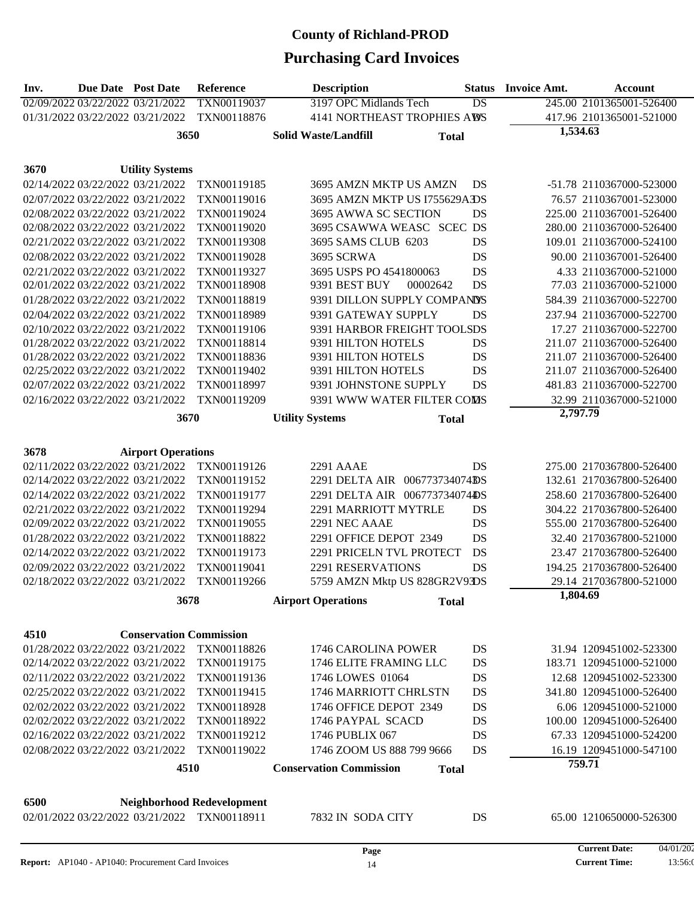# County of Richland-PROD

## Purchasing Card Invoices

| Inv. | Due Date | Post Date | Reference | Description | Status | Invoice Amt. | Account |
|---|---|---|---|---|---|---|---|
| 02/09/2022 | 03/22/2022 | 03/21/2022 | TXN00119037 | 3197 OPC Midlands Tech | DS | 245.00 | 2101365001-526400 |
| 01/31/2022 | 03/22/2022 | 03/21/2022 | TXN00118876 | 4141 NORTHEAST TROPHIES AW | DS | 417.96 | 2101365001-521000 |
| | | 3650 | | Solid Waste/Landfill Total | | 1,534.63 | |
| **3670** | **Utility Systems** | | | | | | |
| 02/14/2022 | 03/22/2022 | 03/21/2022 | TXN00119185 | 3695 AMZN MKTP US AMZN | DS | -51.78 | 2110367000-523000 |
| 02/07/2022 | 03/22/2022 | 03/21/2022 | TXN00119016 | 3695 AMZN MKTP US I755629A3 | DS | 76.57 | 2110367001-523000 |
| 02/08/2022 | 03/22/2022 | 03/21/2022 | TXN00119024 | 3695 AWWA SC SECTION | DS | 225.00 | 2110367001-526400 |
| 02/08/2022 | 03/22/2022 | 03/21/2022 | TXN00119020 | 3695 CSAWWA WEASC SCEC | DS | 280.00 | 2110367000-526400 |
| 02/21/2022 | 03/22/2022 | 03/21/2022 | TXN00119308 | 3695 SAMS CLUB 6203 | DS | 109.01 | 2110367000-524100 |
| 02/08/2022 | 03/22/2022 | 03/21/2022 | TXN00119028 | 3695 SCRWA | DS | 90.00 | 2110367001-526400 |
| 02/21/2022 | 03/22/2022 | 03/21/2022 | TXN00119327 | 3695 USPS PO 4541800063 | DS | 4.33 | 2110367000-521000 |
| 02/01/2022 | 03/22/2022 | 03/21/2022 | TXN00118908 | 9391 BEST BUY 00002642 | DS | 77.03 | 2110367000-521000 |
| 01/28/2022 | 03/22/2022 | 03/21/2022 | TXN00118819 | 9391 DILLON SUPPLY COMPANY | DS | 584.39 | 2110367000-522700 |
| 02/04/2022 | 03/22/2022 | 03/21/2022 | TXN00118989 | 9391 GATEWAY SUPPLY | DS | 237.94 | 2110367000-522700 |
| 02/10/2022 | 03/22/2022 | 03/21/2022 | TXN00119106 | 9391 HARBOR FREIGHT TOOLS | DS | 17.27 | 2110367000-522700 |
| 01/28/2022 | 03/22/2022 | 03/21/2022 | TXN00118814 | 9391 HILTON HOTELS | DS | 211.07 | 2110367000-526400 |
| 01/28/2022 | 03/22/2022 | 03/21/2022 | TXN00118836 | 9391 HILTON HOTELS | DS | 211.07 | 2110367000-526400 |
| 02/25/2022 | 03/22/2022 | 03/21/2022 | TXN00119402 | 9391 HILTON HOTELS | DS | 211.07 | 2110367000-526400 |
| 02/07/2022 | 03/22/2022 | 03/21/2022 | TXN00118997 | 9391 JOHNSTONE SUPPLY | DS | 481.83 | 2110367000-522700 |
| 02/16/2022 | 03/22/2022 | 03/21/2022 | TXN00119209 | 9391 WWW WATER FILTER COM | DS | 32.99 | 2110367000-521000 |
| | | 3670 | | Utility Systems Total | | 2,797.79 | |
| **3678** | **Airport Operations** | | | | | | |
| 02/11/2022 | 03/22/2022 | 03/21/2022 | TXN00119126 | 2291 AAAE | DS | 275.00 | 2170367800-526400 |
| 02/14/2022 | 03/22/2022 | 03/21/2022 | TXN00119152 | 2291 DELTA AIR 0067737340743 | DS | 132.61 | 2170367800-526400 |
| 02/14/2022 | 03/22/2022 | 03/21/2022 | TXN00119177 | 2291 DELTA AIR 0067737340744 | DS | 258.60 | 2170367800-526400 |
| 02/21/2022 | 03/22/2022 | 03/21/2022 | TXN00119294 | 2291 MARRIOTT MYTRLE | DS | 304.22 | 2170367800-526400 |
| 02/09/2022 | 03/22/2022 | 03/21/2022 | TXN00119055 | 2291 NEC AAAE | DS | 555.00 | 2170367800-526400 |
| 01/28/2022 | 03/22/2022 | 03/21/2022 | TXN00118822 | 2291 OFFICE DEPOT 2349 | DS | 32.40 | 2170367800-521000 |
| 02/14/2022 | 03/22/2022 | 03/21/2022 | TXN00119173 | 2291 PRICELN TVL PROTECT | DS | 23.47 | 2170367800-526400 |
| 02/09/2022 | 03/22/2022 | 03/21/2022 | TXN00119041 | 2291 RESERVATIONS | DS | 194.25 | 2170367800-526400 |
| 02/18/2022 | 03/22/2022 | 03/21/2022 | TXN00119266 | 5759 AMZN Mktp US 828GR2V93 | DS | 29.14 | 2170367800-521000 |
| | | 3678 | | Airport Operations Total | | 1,804.69 | |
| **4510** | **Conservation Commission** | | | | | | |
| 01/28/2022 | 03/22/2022 | 03/21/2022 | TXN00118826 | 1746 CAROLINA POWER | DS | 31.94 | 1209451002-523300 |
| 02/14/2022 | 03/22/2022 | 03/21/2022 | TXN00119175 | 1746 ELITE FRAMING LLC | DS | 183.71 | 1209451000-521000 |
| 02/11/2022 | 03/22/2022 | 03/21/2022 | TXN00119136 | 1746 LOWES 01064 | DS | 12.68 | 1209451002-523300 |
| 02/25/2022 | 03/22/2022 | 03/21/2022 | TXN00119415 | 1746 MARRIOTT CHRLSTN | DS | 341.80 | 1209451000-526400 |
| 02/02/2022 | 03/22/2022 | 03/21/2022 | TXN00118928 | 1746 OFFICE DEPOT 2349 | DS | 6.06 | 1209451000-521000 |
| 02/02/2022 | 03/22/2022 | 03/21/2022 | TXN00118922 | 1746 PAYPAL SCACD | DS | 100.00 | 1209451000-526400 |
| 02/16/2022 | 03/22/2022 | 03/21/2022 | TXN00119212 | 1746 PUBLIX 067 | DS | 67.33 | 1209451000-524200 |
| 02/08/2022 | 03/22/2022 | 03/21/2022 | TXN00119022 | 1746 ZOOM US 888 799 9666 | DS | 16.19 | 1209451000-547100 |
| | | 4510 | | Conservation Commission Total | | 759.71 | |
| **6500** | **Neighborhood Redevelopment** | | | | | | |
| 02/01/2022 | 03/22/2022 | 03/21/2022 | TXN00118911 | 7832 IN SODA CITY | DS | 65.00 | 1210650000-526300 |

**Report:** AP1040 - AP1040: Procurement Card Invoices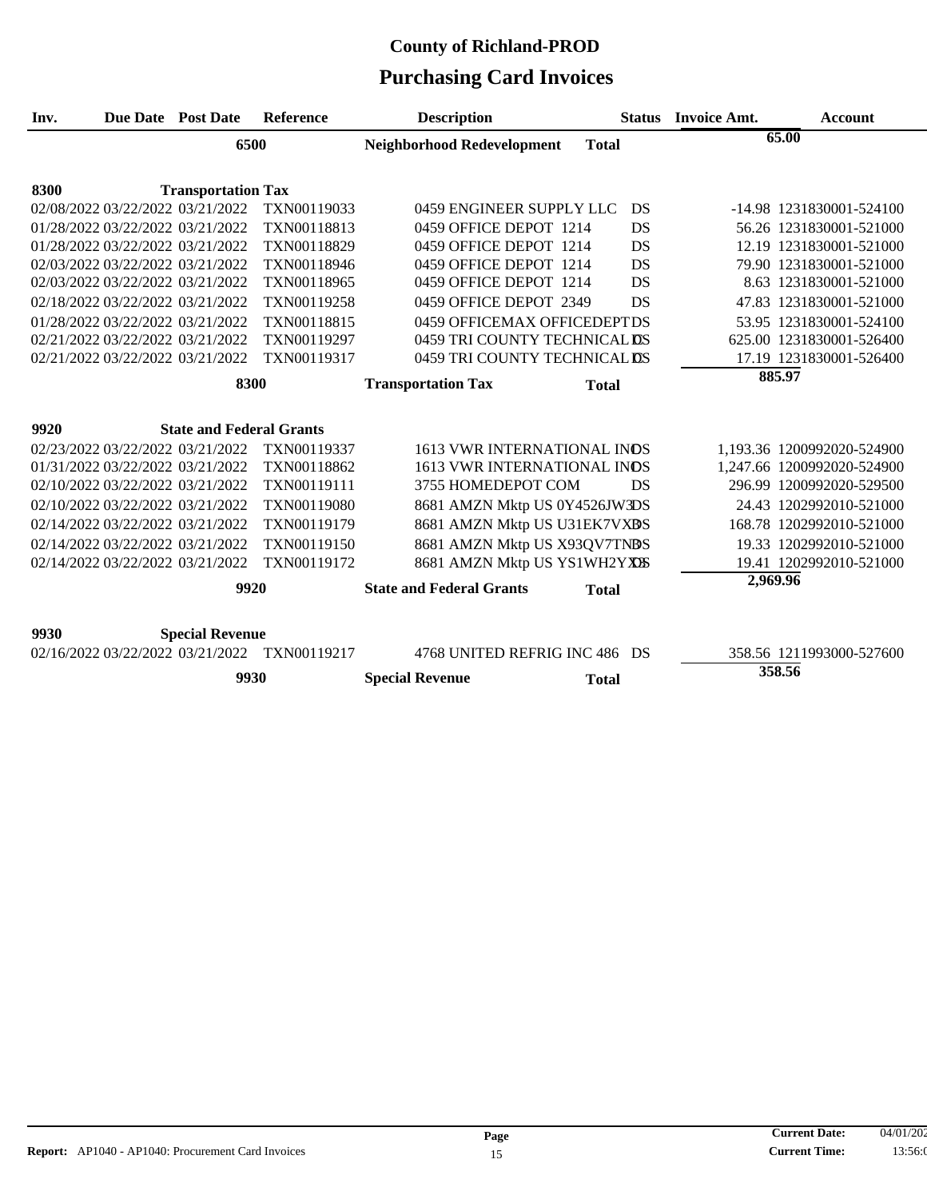# County of Richland-PROD

## Purchasing Card Invoices

| Inv. | Due Date | Post Date | Reference | Description | Status | Invoice Amt. | Account |
|---|---|---|---|---|---|---|---|
| | | 6500 | | **Neighborhood Redevelopment** | **Total** | **65.00** | |
| **8300** | | **Transportation Tax** | | | | | |
| 02/08/2022 | 03/22/2022 | 03/21/2022 | TXN00119033 | 0459 ENGINEER SUPPLY LLC | DS | -14.98 | 1231830001-524100 |
| 01/28/2022 | 03/22/2022 | 03/21/2022 | TXN00118813 | 0459 OFFICE DEPOT 1214 | DS | 56.26 | 1231830001-521000 |
| 01/28/2022 | 03/22/2022 | 03/21/2022 | TXN00118829 | 0459 OFFICE DEPOT 1214 | DS | 12.19 | 1231830001-521000 |
| 02/03/2022 | 03/22/2022 | 03/21/2022 | TXN00118946 | 0459 OFFICE DEPOT 1214 | DS | 79.90 | 1231830001-521000 |
| 02/03/2022 | 03/22/2022 | 03/21/2022 | TXN00118965 | 0459 OFFICE DEPOT 1214 | DS | 8.63 | 1231830001-521000 |
| 02/18/2022 | 03/22/2022 | 03/21/2022 | TXN00119258 | 0459 OFFICE DEPOT 2349 | DS | 47.83 | 1231830001-521000 |
| 01/28/2022 | 03/22/2022 | 03/21/2022 | TXN00118815 | 0459 OFFICEMAX OFFICEDEPT | DS | 53.95 | 1231830001-524100 |
| 02/21/2022 | 03/22/2022 | 03/21/2022 | TXN00119297 | 0459 TRI COUNTY TECHNICAL C | DS | 625.00 | 1231830001-526400 |
| 02/21/2022 | 03/22/2022 | 03/21/2022 | TXN00119317 | 0459 TRI COUNTY TECHNICAL C | DS | 17.19 | 1231830001-526400 |
| | | 8300 | | **Transportation Tax** | **Total** | **885.97** | |
| **9920** | | **State and Federal Grants** | | | | | |
| 02/23/2022 | 03/22/2022 | 03/21/2022 | TXN00119337 | 1613 VWR INTERNATIONAL INC | DS | 1,193.36 | 1200992020-524900 |
| 01/31/2022 | 03/22/2022 | 03/21/2022 | TXN00118862 | 1613 VWR INTERNATIONAL INC | DS | 1,247.66 | 1200992020-524900 |
| 02/10/2022 | 03/22/2022 | 03/21/2022 | TXN00119111 | 3755 HOMEDEPOT COM | DS | 296.99 | 1200992020-529500 |
| 02/10/2022 | 03/22/2022 | 03/21/2022 | TXN00119080 | 8681 AMZN Mktp US 0Y4526JW3 | DS | 24.43 | 1202992010-521000 |
| 02/14/2022 | 03/22/2022 | 03/21/2022 | TXN00119179 | 8681 AMZN Mktp US U31EK7VX3 | DS | 168.78 | 1202992010-521000 |
| 02/14/2022 | 03/22/2022 | 03/21/2022 | TXN00119150 | 8681 AMZN Mktp US X93QV7TN3 | DS | 19.33 | 1202992010-521000 |
| 02/14/2022 | 03/22/2022 | 03/21/2022 | TXN00119172 | 8681 AMZN Mktp US YS1WH2YX3 | DS | 19.41 | 1202992010-521000 |
| | | 9920 | | **State and Federal Grants** | **Total** | **2,969.96** | |
| **9930** | | **Special Revenue** | | | | | |
| 02/16/2022 | 03/22/2022 | 03/21/2022 | TXN00119217 | 4768 UNITED REFRIG INC 486 | DS | 358.56 | 1211993000-527600 |
| | | 9930 | | **Special Revenue** | **Total** | **358.56** | |

**Report:** AP1040 - AP1040: Procurement Card Invoices

**Current Date:** 04/01/202

**Current Time:** 13:56:0